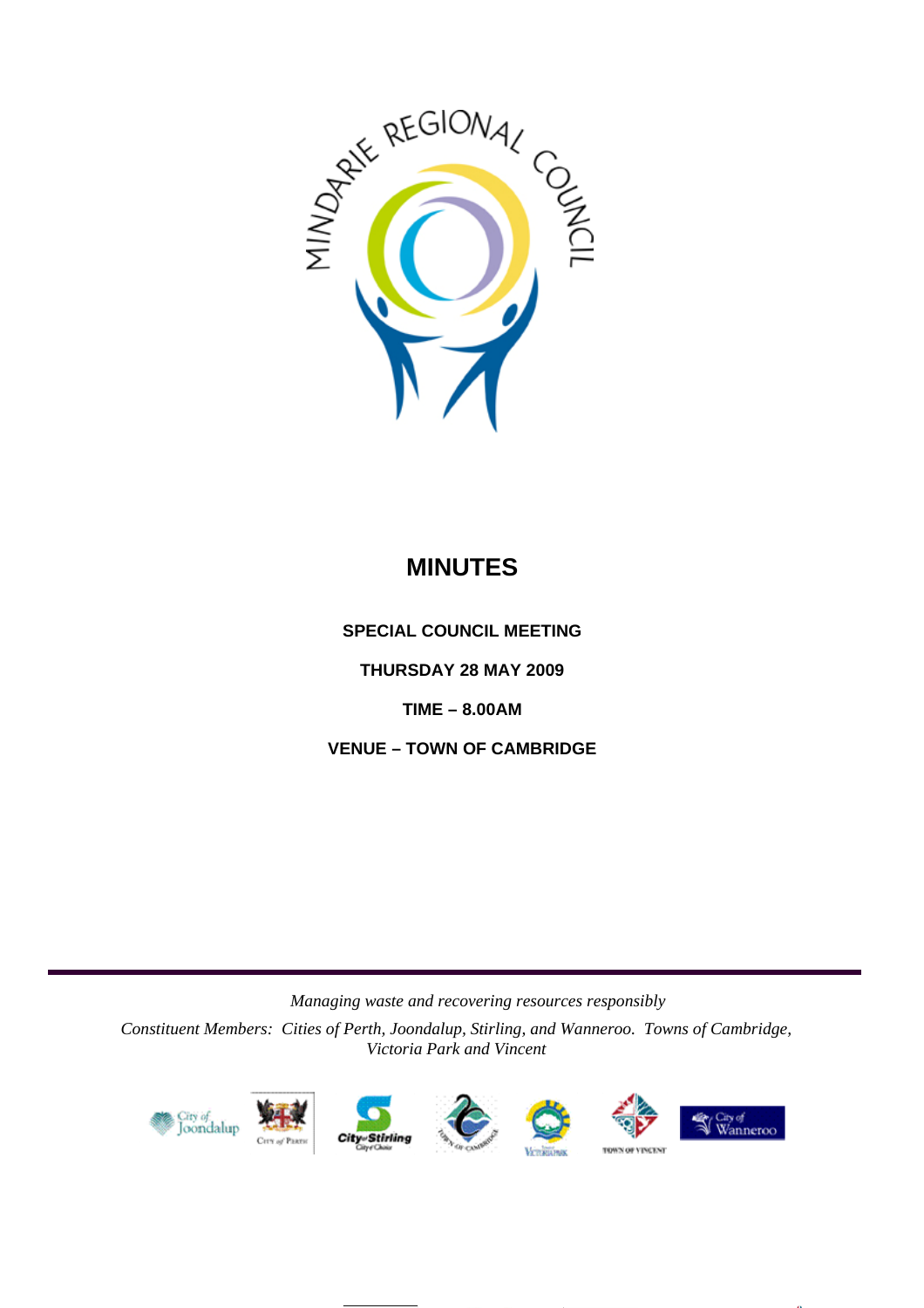MINDARIE REGIONAL COUNCIL

# MINUTES

**SPECIAL COUNCIL MEETING**

**THURSDAY 28 MAY 2009**

**TIME – 8.00AM**

**VENUE – TOWN OF CAMBRIDGE**

*Managing waste and recovering resources responsibly*

*Constituent Members: Cities of Perth, Joondalup, Stirling, and Wanneroo. Towns of Cambridge, Victoria Park and Vincent*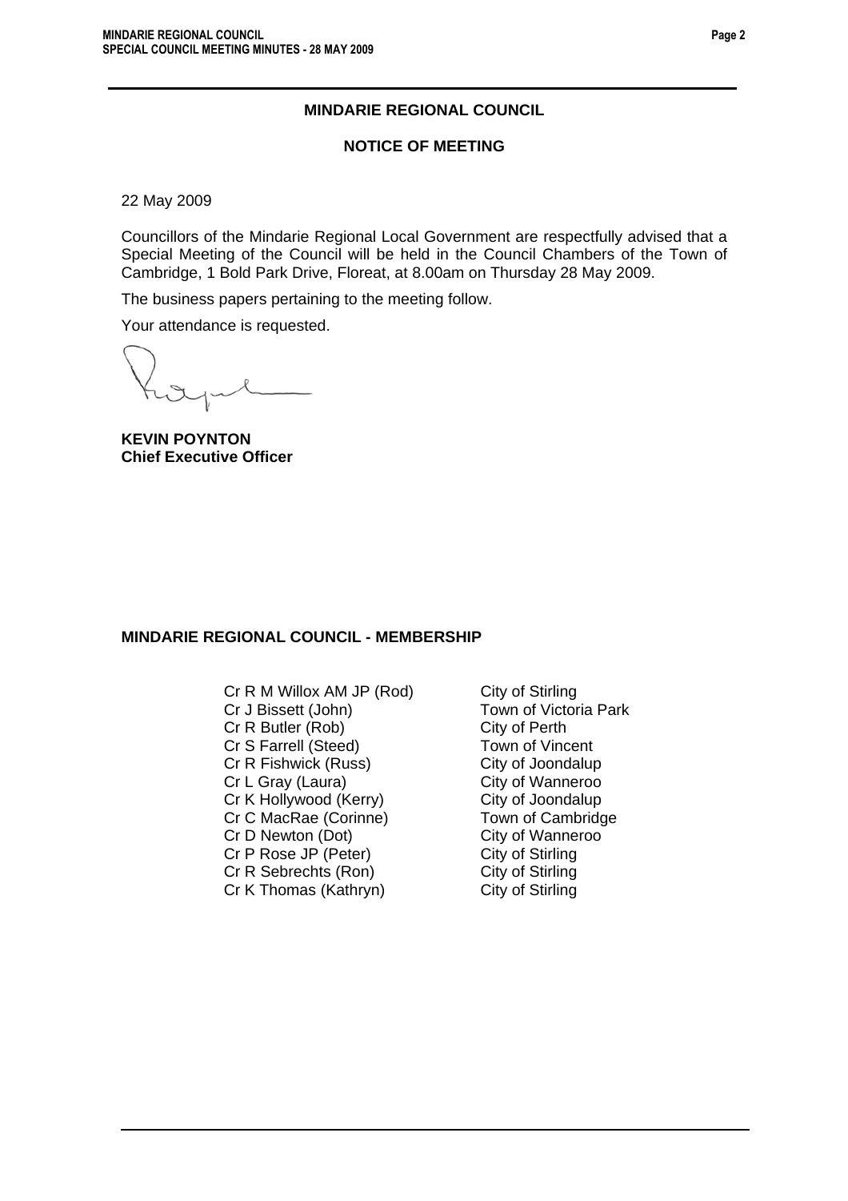## MINDARIE REGIONAL COUNCIL

### NOTICE OF MEETING

22 May 2009

Councillors of the Mindarie Regional Local Government are respectfully advised that a Special Meeting of the Council will be held in the Council Chambers of the Town of Cambridge, 1 Bold Park Drive, Floreat, at 8.00am on Thursday 28 May 2009.

The business papers pertaining to the meeting follow.

Your attendance is requested.

**KEVIN POYNTON**
**Chief Executive Officer**

## MINDARIE REGIONAL COUNCIL - MEMBERSHIP

| | |
|---|---|
| Cr R M Willox AM JP (Rod) | City of Stirling |
| Cr J Bissett (John) | Town of Victoria Park |
| Cr R Butler (Rob) | City of Perth |
| Cr S Farrell (Steed) | Town of Vincent |
| Cr R Fishwick (Russ) | City of Joondalup |
| Cr L Gray (Laura) | City of Wanneroo |
| Cr K Hollywood (Kerry) | City of Joondalup |
| Cr C MacRae (Corinne) | Town of Cambridge |
| Cr D Newton (Dot) | City of Wanneroo |
| Cr P Rose JP (Peter) | City of Stirling |
| Cr R Sebrechts (Ron) | City of Stirling |
| Cr K Thomas (Kathryn) | City of Stirling |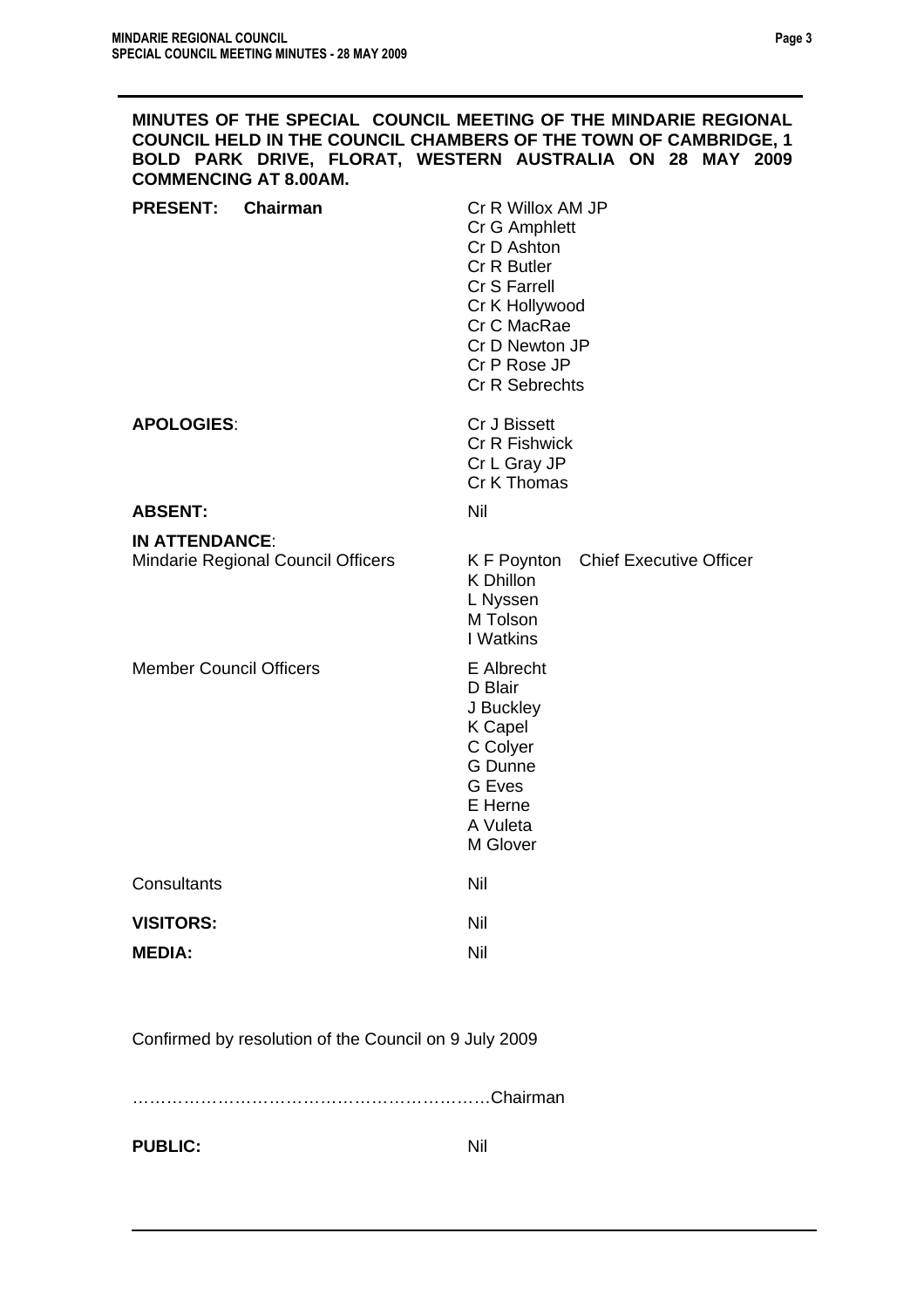**MINUTES OF THE SPECIAL COUNCIL MEETING OF THE MINDARIE REGIONAL COUNCIL HELD IN THE COUNCIL CHAMBERS OF THE TOWN OF CAMBRIDGE, 1 BOLD PARK DRIVE, FLORAT, WESTERN AUSTRALIA ON 28 MAY 2009 COMMENCING AT 8.00AM.**

| | |
|---|---|
| **PRESENT: Chairman** | Cr R Willox AM JP |
| | Cr G Amphlett |
| | Cr D Ashton |
| | Cr R Butler |
| | Cr S Farrell |
| | Cr K Hollywood |
| | Cr C MacRae |
| | Cr D Newton JP |
| | Cr P Rose JP |
| | Cr R Sebrechts |
| **APOLOGIES**: | Cr J Bissett |
| | Cr R Fishwick |
| | Cr L Gray JP |
| | Cr K Thomas |
| **ABSENT:** | Nil |
| **IN ATTENDANCE**: | |
| Mindarie Regional Council Officers | K F Poynton Chief Executive Officer |
| | K Dhillon |
| | L Nyssen |
| | M Tolson |
| | I Watkins |
| Member Council Officers | E Albrecht |
| | D Blair |
| | J Buckley |
| | K Capel |
| | C Colyer |
| | G Dunne |
| | G Eves |
| | E Herne |
| | A Vuleta |
| | M Glover |
| Consultants | Nil |
| **VISITORS:** | Nil |
| **MEDIA:** | Nil |

Confirmed by resolution of the Council on 9 July 2009

……………………………………………………….Chairman

**PUBLIC:** Nil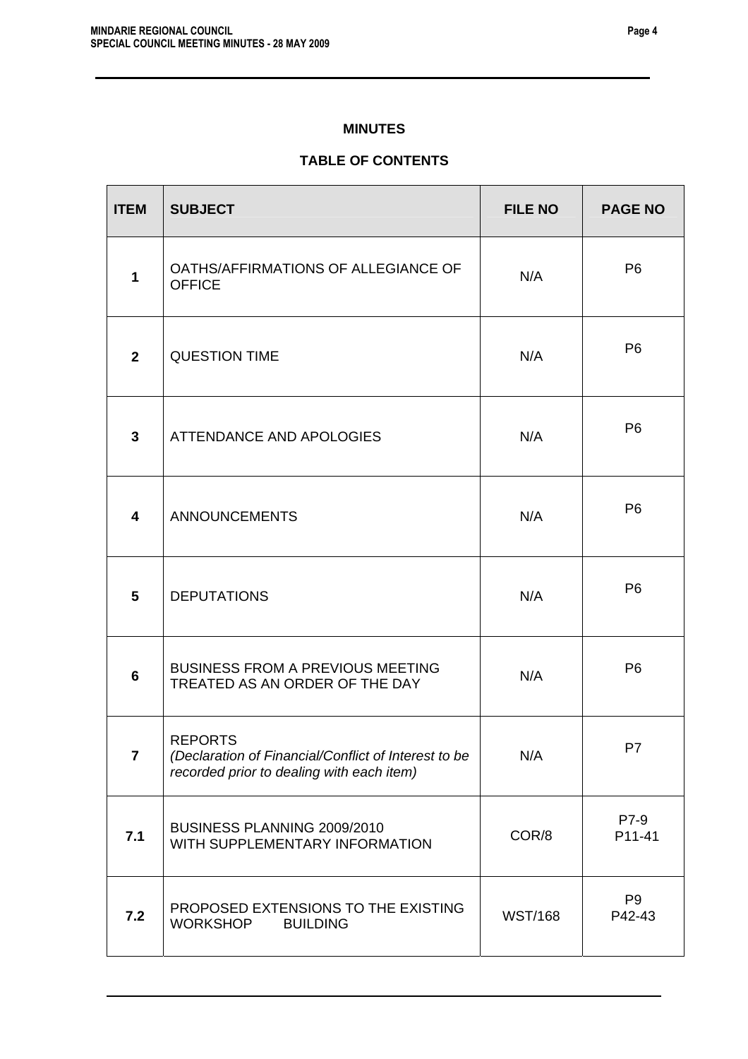## MINUTES

## TABLE OF CONTENTS

| ITEM | SUBJECT | FILE NO | PAGE NO |
|---|---|---|---|
| 1 | OATHS/AFFIRMATIONS OF ALLEGIANCE OF OFFICE | N/A | P6 |
| 2 | QUESTION TIME | N/A | P6 |
| 3 | ATTENDANCE AND APOLOGIES | N/A | P6 |
| 4 | ANNOUNCEMENTS | N/A | P6 |
| 5 | DEPUTATIONS | N/A | P6 |
| 6 | BUSINESS FROM A PREVIOUS MEETING TREATED AS AN ORDER OF THE DAY | N/A | P6 |
| 7 | REPORTS *(Declaration of Financial/Conflict of Interest to be recorded prior to dealing with each item)* | N/A | P7 |
| 7.1 | BUSINESS PLANNING 2009/2010 WITH SUPPLEMENTARY INFORMATION | COR/8 | P7-9 P11-41 |
| 7.2 | PROPOSED EXTENSIONS TO THE EXISTING WORKSHOP BUILDING | WST/168 | P9 P42-43 |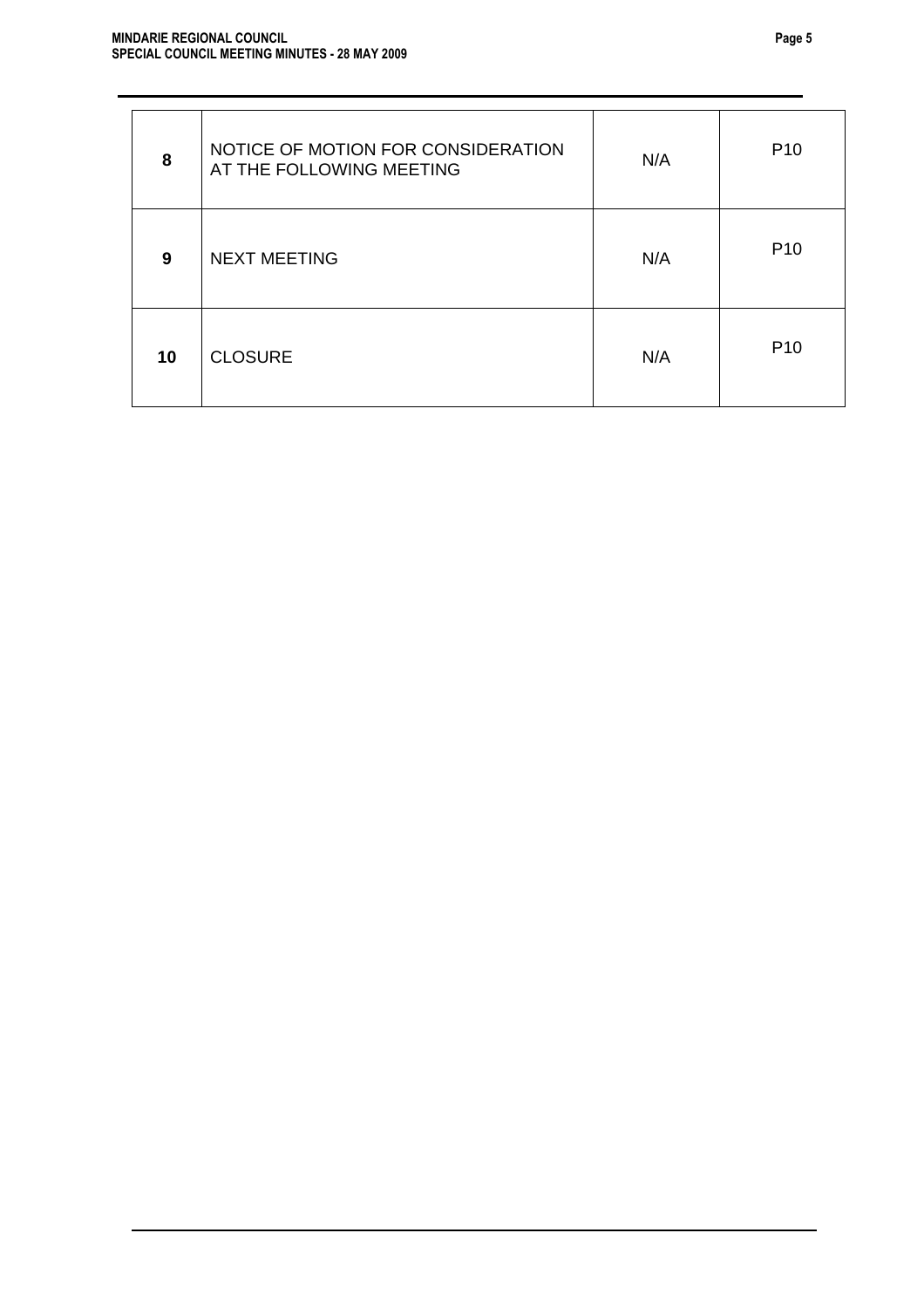| 8 | NOTICE OF MOTION FOR CONSIDERATION AT THE FOLLOWING MEETING | N/A | P10 |
|---|---|---|---|
| 9 | NEXT MEETING | N/A | P10 |
| 10 | CLOSURE | N/A | P10 |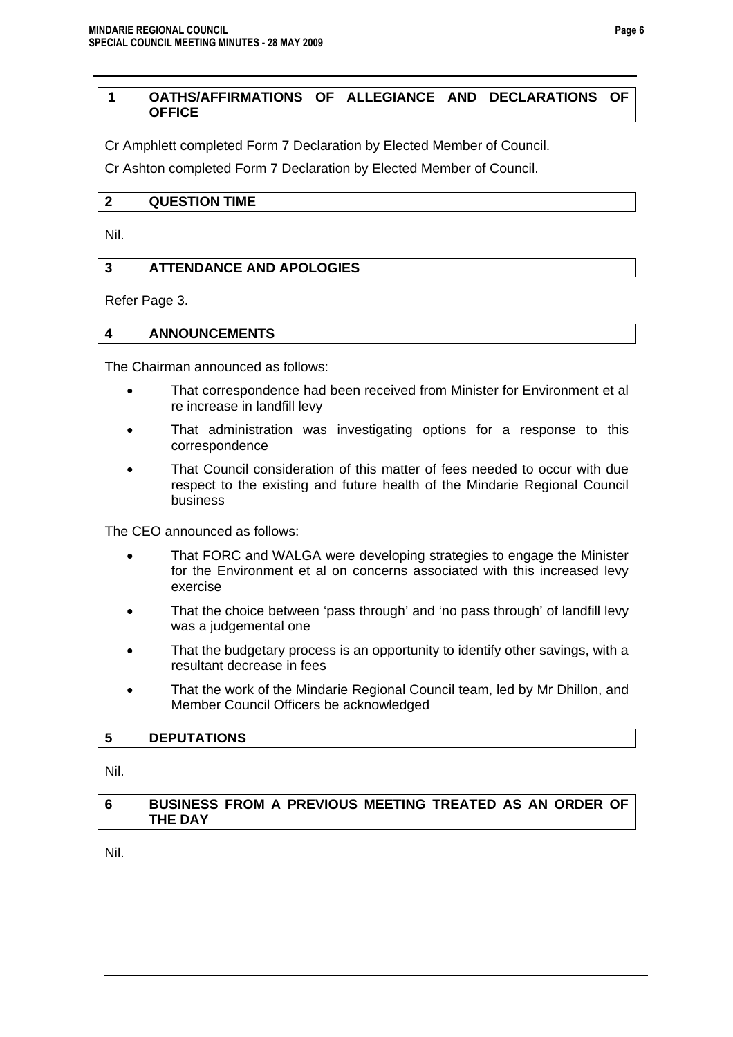## 1 OATHS/AFFIRMATIONS OF ALLEGIANCE AND DECLARATIONS OF OFFICE

Cr Amphlett completed Form 7 Declaration by Elected Member of Council.

Cr Ashton completed Form 7 Declaration by Elected Member of Council.

## 2 QUESTION TIME

Nil.

## 3 ATTENDANCE AND APOLOGIES

Refer Page 3.

## 4 ANNOUNCEMENTS

The Chairman announced as follows:

- That correspondence had been received from Minister for Environment et al re increase in landfill levy
- That administration was investigating options for a response to this correspondence
- That Council consideration of this matter of fees needed to occur with due respect to the existing and future health of the Mindarie Regional Council business

The CEO announced as follows:

- That FORC and WALGA were developing strategies to engage the Minister for the Environment et al on concerns associated with this increased levy exercise
- That the choice between 'pass through' and 'no pass through' of landfill levy was a judgemental one
- That the budgetary process is an opportunity to identify other savings, with a resultant decrease in fees
- That the work of the Mindarie Regional Council team, led by Mr Dhillon, and Member Council Officers be acknowledged

## 5 DEPUTATIONS

Nil.

## 6 BUSINESS FROM A PREVIOUS MEETING TREATED AS AN ORDER OF THE DAY

Nil.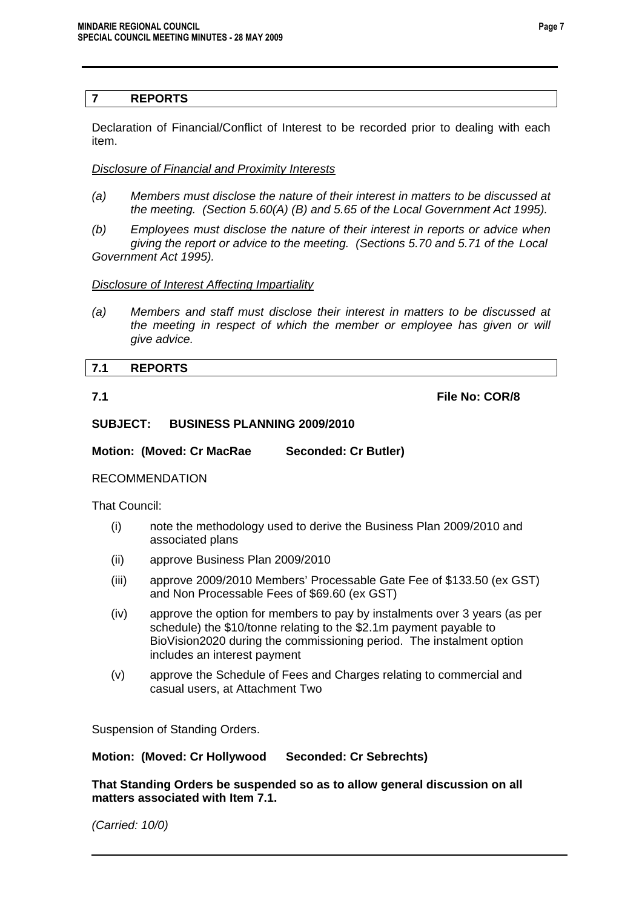## 7 REPORTS

Declaration of Financial/Conflict of Interest to be recorded prior to dealing with each item.

*Disclosure of Financial and Proximity Interests*

*(a) Members must disclose the nature of their interest in matters to be discussed at the meeting. (Section 5.60(A) (B) and 5.65 of the Local Government Act 1995).*

*(b) Employees must disclose the nature of their interest in reports or advice when giving the report or advice to the meeting. (Sections 5.70 and 5.71 of the Local Government Act 1995).*

*Disclosure of Interest Affecting Impartiality*

*(a) Members and staff must disclose their interest in matters to be discussed at the meeting in respect of which the member or employee has given or will give advice.*

## 7.1 REPORTS

**7.1** **File No: COR/8**

**SUBJECT: BUSINESS PLANNING 2009/2010**

**Motion: (Moved: Cr MacRae Seconded: Cr Butler)**

RECOMMENDATION

That Council:

(i) note the methodology used to derive the Business Plan 2009/2010 and associated plans

(ii) approve Business Plan 2009/2010

(iii) approve 2009/2010 Members' Processable Gate Fee of $133.50 (ex GST) and Non Processable Fees of $69.60 (ex GST)

(iv) approve the option for members to pay by instalments over 3 years (as per schedule) the $10/tonne relating to the $2.1m payment payable to BioVision2020 during the commissioning period. The instalment option includes an interest payment

(v) approve the Schedule of Fees and Charges relating to commercial and casual users, at Attachment Two

Suspension of Standing Orders.

**Motion: (Moved: Cr Hollywood Seconded: Cr Sebrechts)**

**That Standing Orders be suspended so as to allow general discussion on all matters associated with Item 7.1.**

*(Carried: 10/0)*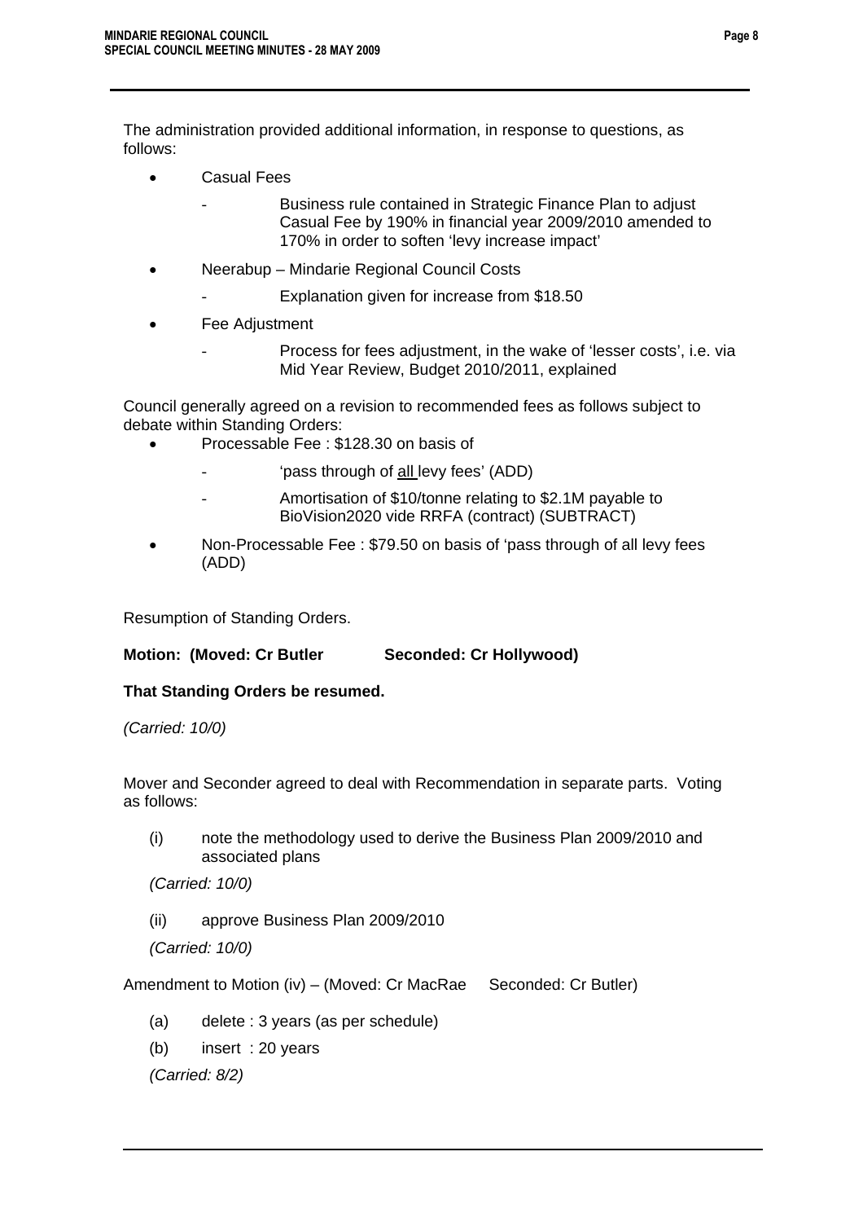The administration provided additional information, in response to questions, as follows:

- Casual Fees
  - Business rule contained in Strategic Finance Plan to adjust Casual Fee by 190% in financial year 2009/2010 amended to 170% in order to soften 'levy increase impact'
- Neerabup – Mindarie Regional Council Costs
  - Explanation given for increase from $18.50
- Fee Adjustment
  - Process for fees adjustment, in the wake of 'lesser costs', i.e. via Mid Year Review, Budget 2010/2011, explained

Council generally agreed on a revision to recommended fees as follows subject to debate within Standing Orders:

- Processable Fee : $128.30 on basis of
  - 'pass through of <u>all</u> levy fees' (ADD)
  - Amortisation of $10/tonne relating to $2.1M payable to BioVision2020 vide RRFA (contract) (SUBTRACT)
- Non-Processable Fee : $79.50 on basis of 'pass through of all levy fees (ADD)

Resumption of Standing Orders.

**Motion: (Moved: Cr Butler Seconded: Cr Hollywood)**

**That Standing Orders be resumed.**

*(Carried: 10/0)*

Mover and Seconder agreed to deal with Recommendation in separate parts. Voting as follows:

(i) note the methodology used to derive the Business Plan 2009/2010 and associated plans

*(Carried: 10/0)*

(ii) approve Business Plan 2009/2010

*(Carried: 10/0)*

Amendment to Motion (iv) – (Moved: Cr MacRae Seconded: Cr Butler)

(a) delete : 3 years (as per schedule)

(b) insert : 20 years

*(Carried: 8/2)*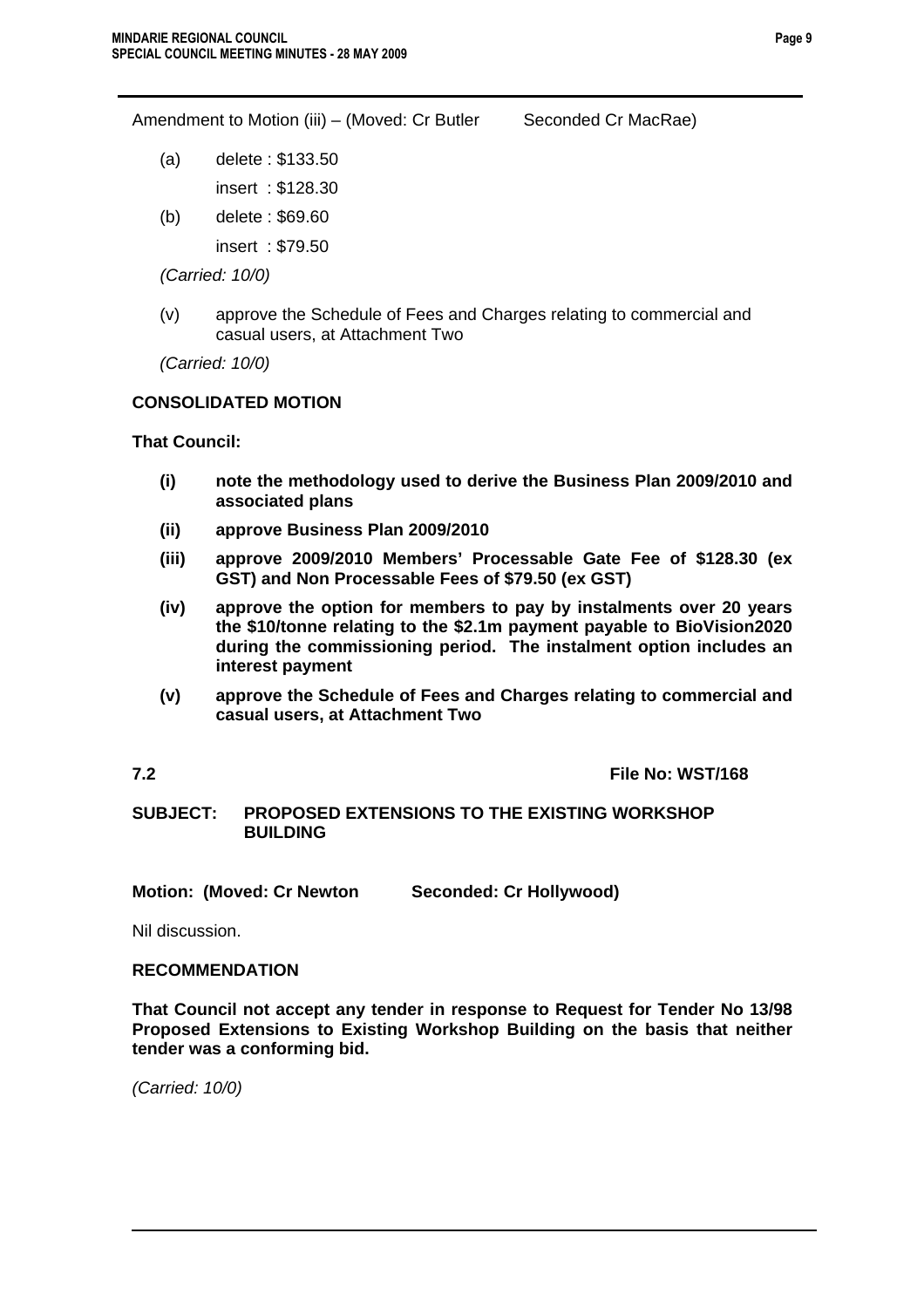Amendment to Motion (iii) – (Moved: Cr Butler   Seconded Cr MacRae)

(a) delete : $133.50
insert : $128.30

(b) delete : $69.60
insert : $79.50

*(Carried: 10/0)*

(v) approve the Schedule of Fees and Charges relating to commercial and casual users, at Attachment Two

*(Carried: 10/0)*

**CONSOLIDATED MOTION**

**That Council:**

- **(i) note the methodology used to derive the Business Plan 2009/2010 and associated plans**
- **(ii) approve Business Plan 2009/2010**
- **(iii) approve 2009/2010 Members' Processable Gate Fee of $128.30 (ex GST) and Non Processable Fees of $79.50 (ex GST)**
- **(iv) approve the option for members to pay by instalments over 20 years the $10/tonne relating to the $2.1m payment payable to BioVision2020 during the commissioning period. The instalment option includes an interest payment**
- **(v) approve the Schedule of Fees and Charges relating to commercial and casual users, at Attachment Two**

**7.2** **File No: WST/168**

**SUBJECT: PROPOSED EXTENSIONS TO THE EXISTING WORKSHOP BUILDING**

**Motion: (Moved: Cr Newton   Seconded: Cr Hollywood)**

Nil discussion.

**RECOMMENDATION**

**That Council not accept any tender in response to Request for Tender No 13/98 Proposed Extensions to Existing Workshop Building on the basis that neither tender was a conforming bid.**

*(Carried: 10/0)*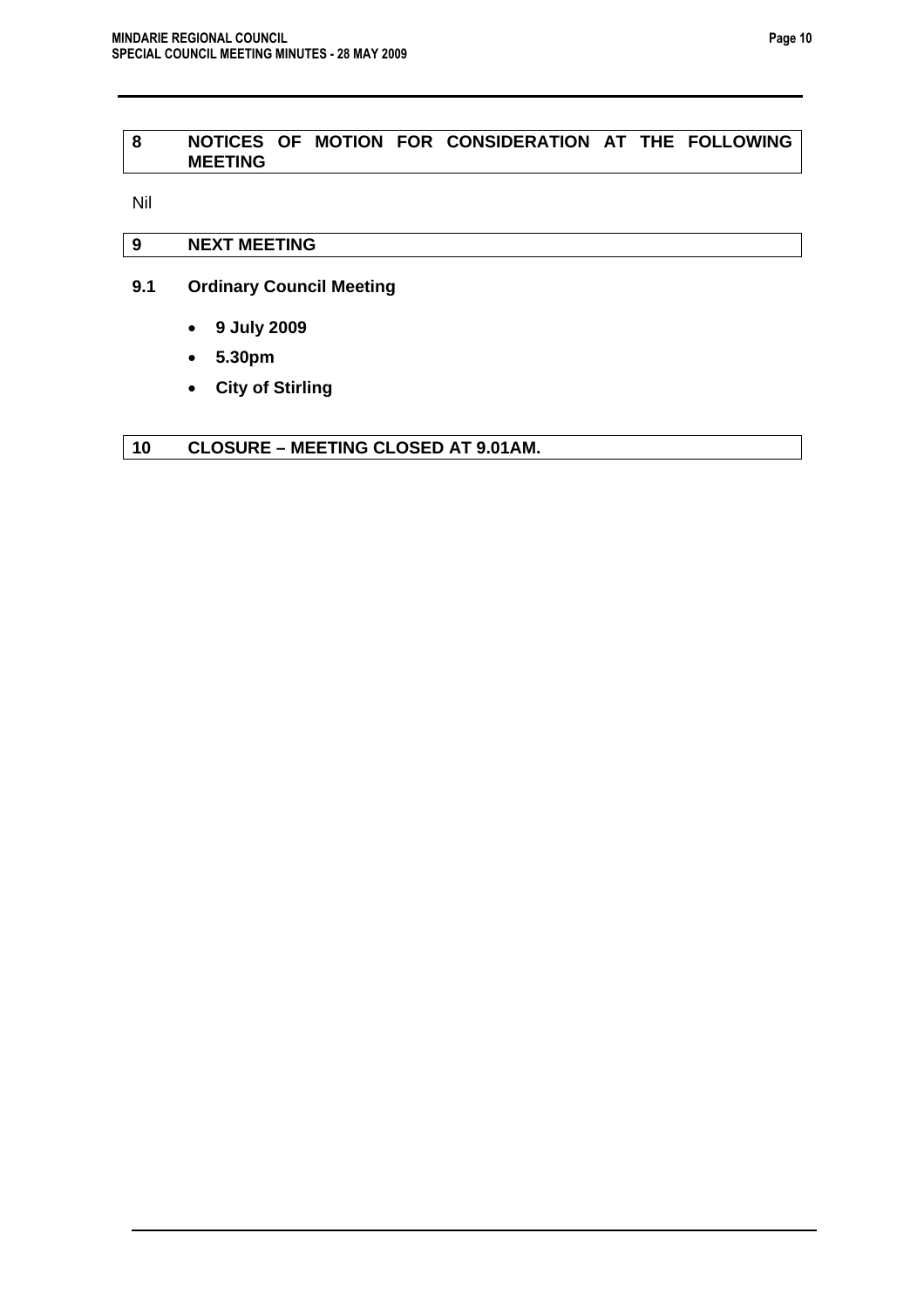## 8 NOTICES OF MOTION FOR CONSIDERATION AT THE FOLLOWING MEETING

Nil

## 9 NEXT MEETING

### 9.1 Ordinary Council Meeting

- **9 July 2009**
- **5.30pm**
- **City of Stirling**

## 10 CLOSURE – MEETING CLOSED AT 9.01AM.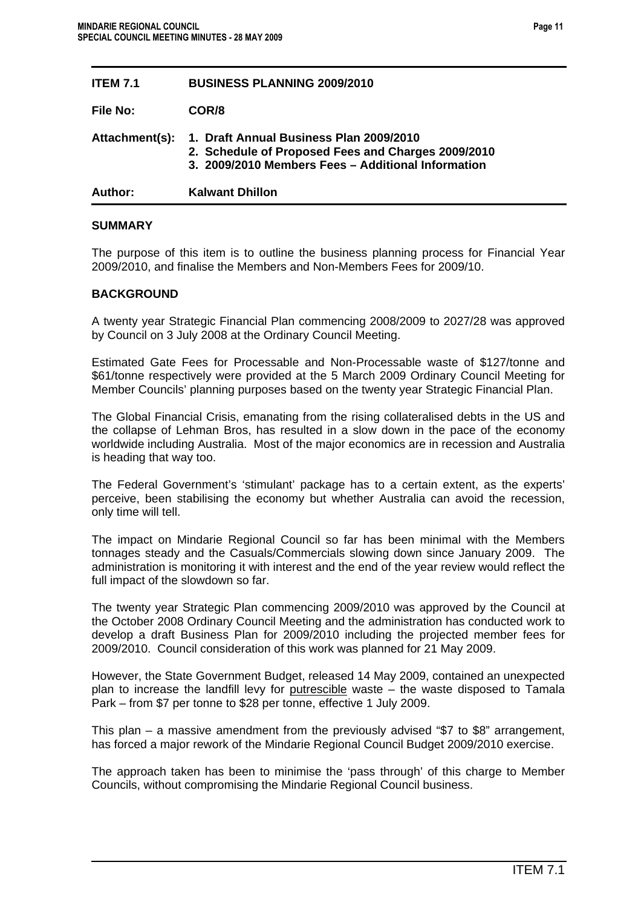| **ITEM 7.1** | **BUSINESS PLANNING 2009/2010** |
|---|---|
| **File No:** | **COR/8** |
| **Attachment(s):** | **1. Draft Annual Business Plan 2009/2010**<br>**2. Schedule of Proposed Fees and Charges 2009/2010**<br>**3. 2009/2010 Members Fees – Additional Information** |
| **Author:** | **Kalwant Dhillon** |

## SUMMARY

The purpose of this item is to outline the business planning process for Financial Year 2009/2010, and finalise the Members and Non-Members Fees for 2009/10.

## BACKGROUND

A twenty year Strategic Financial Plan commencing 2008/2009 to 2027/28 was approved by Council on 3 July 2008 at the Ordinary Council Meeting.

Estimated Gate Fees for Processable and Non-Processable waste of \$127/tonne and \$61/tonne respectively were provided at the 5 March 2009 Ordinary Council Meeting for Member Councils' planning purposes based on the twenty year Strategic Financial Plan.

The Global Financial Crisis, emanating from the rising collateralised debts in the US and the collapse of Lehman Bros, has resulted in a slow down in the pace of the economy worldwide including Australia. Most of the major economics are in recession and Australia is heading that way too.

The Federal Government's 'stimulant' package has to a certain extent, as the experts' perceive, been stabilising the economy but whether Australia can avoid the recession, only time will tell.

The impact on Mindarie Regional Council so far has been minimal with the Members tonnages steady and the Casuals/Commercials slowing down since January 2009. The administration is monitoring it with interest and the end of the year review would reflect the full impact of the slowdown so far.

The twenty year Strategic Plan commencing 2009/2010 was approved by the Council at the October 2008 Ordinary Council Meeting and the administration has conducted work to develop a draft Business Plan for 2009/2010 including the projected member fees for 2009/2010. Council consideration of this work was planned for 21 May 2009.

However, the State Government Budget, released 14 May 2009, contained an unexpected plan to increase the landfill levy for <u>putrescible</u> waste – the waste disposed to Tamala Park – from \$7 per tonne to \$28 per tonne, effective 1 July 2009.

This plan – a massive amendment from the previously advised "\$7 to \$8" arrangement, has forced a major rework of the Mindarie Regional Council Budget 2009/2010 exercise.

The approach taken has been to minimise the 'pass through' of this charge to Member Councils, without compromising the Mindarie Regional Council business.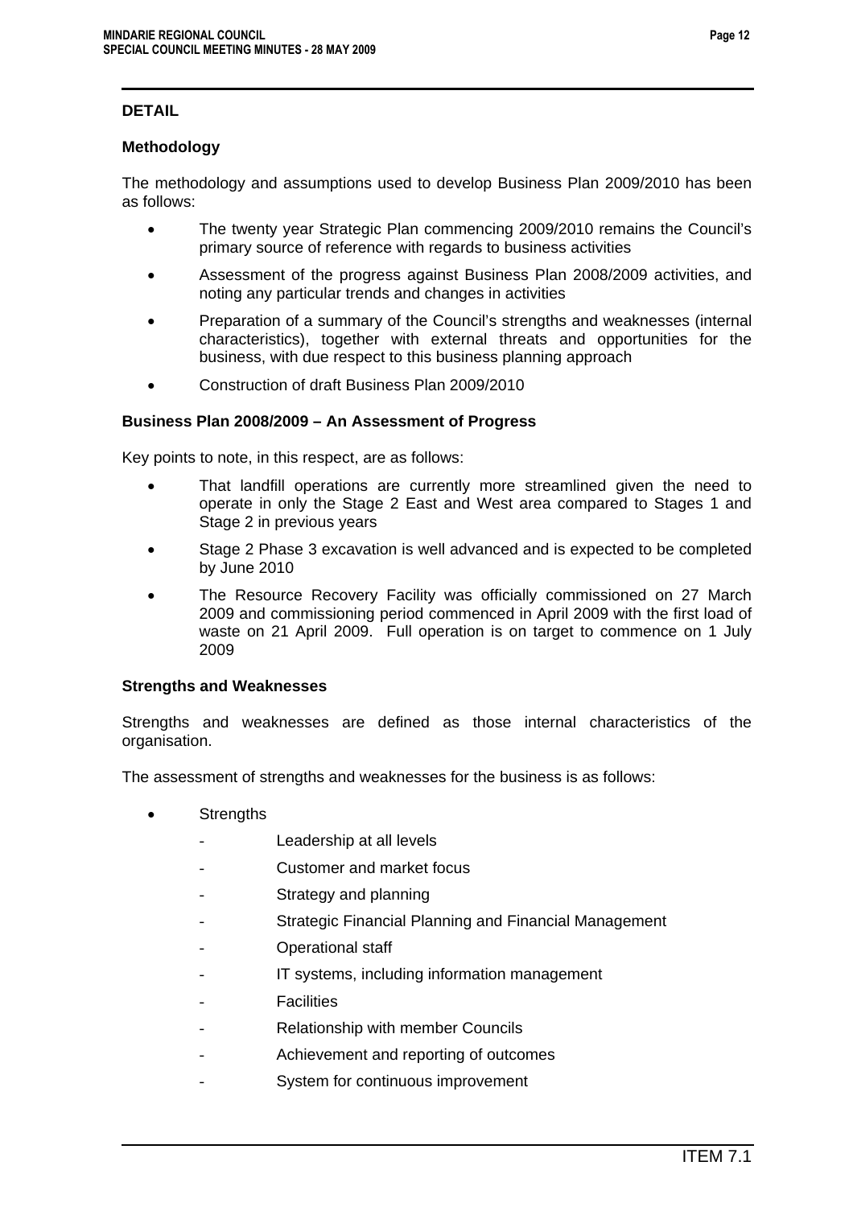## DETAIL

### Methodology

The methodology and assumptions used to develop Business Plan 2009/2010 has been as follows:

- The twenty year Strategic Plan commencing 2009/2010 remains the Council's primary source of reference with regards to business activities
- Assessment of the progress against Business Plan 2008/2009 activities, and noting any particular trends and changes in activities
- Preparation of a summary of the Council's strengths and weaknesses (internal characteristics), together with external threats and opportunities for the business, with due respect to this business planning approach
- Construction of draft Business Plan 2009/2010

### Business Plan 2008/2009 – An Assessment of Progress

Key points to note, in this respect, are as follows:

- That landfill operations are currently more streamlined given the need to operate in only the Stage 2 East and West area compared to Stages 1 and Stage 2 in previous years
- Stage 2 Phase 3 excavation is well advanced and is expected to be completed by June 2010
- The Resource Recovery Facility was officially commissioned on 27 March 2009 and commissioning period commenced in April 2009 with the first load of waste on 21 April 2009. Full operation is on target to commence on 1 July 2009

### Strengths and Weaknesses

Strengths and weaknesses are defined as those internal characteristics of the organisation.

The assessment of strengths and weaknesses for the business is as follows:

- Strengths
  - Leadership at all levels
  - Customer and market focus
  - Strategy and planning
  - Strategic Financial Planning and Financial Management
  - Operational staff
  - IT systems, including information management
  - Facilities
  - Relationship with member Councils
  - Achievement and reporting of outcomes
  - System for continuous improvement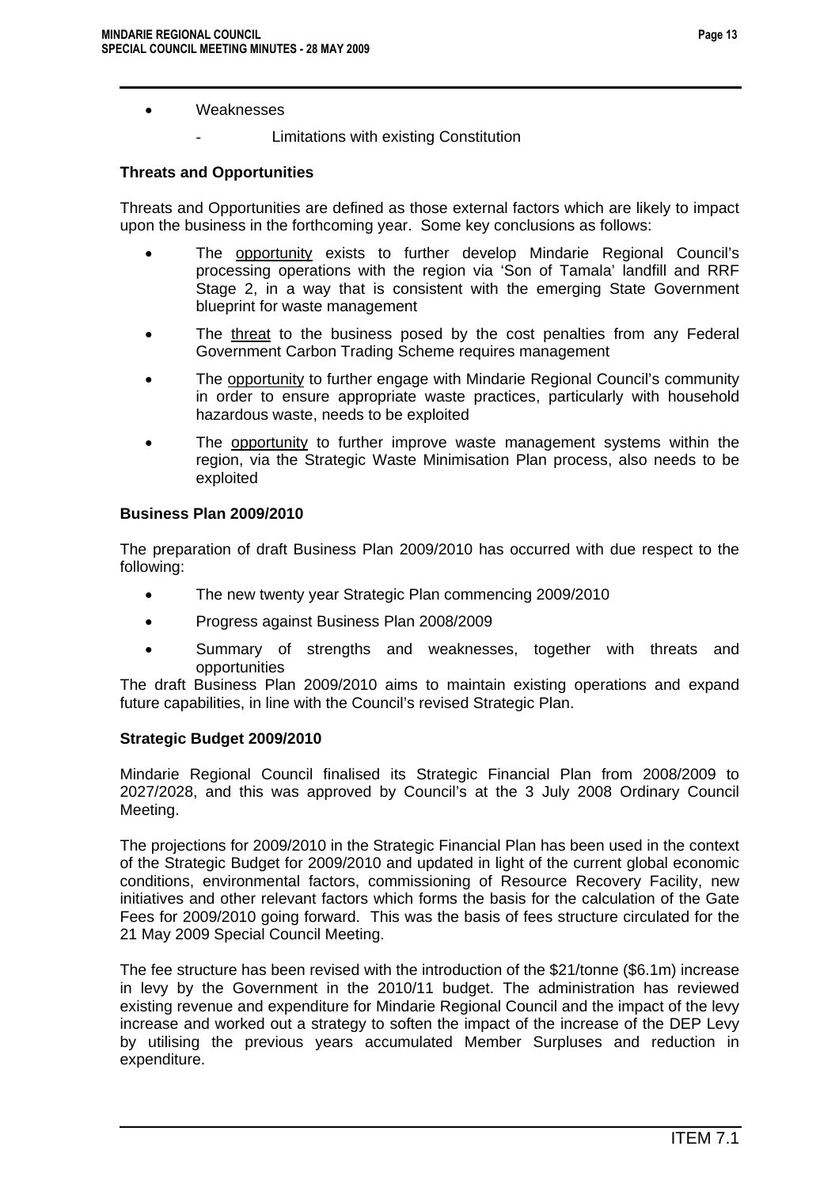- Weaknesses
    - Limitations with existing Constitution

**Threats and Opportunities**

Threats and Opportunities are defined as those external factors which are likely to impact upon the business in the forthcoming year. Some key conclusions as follows:

- The opportunity exists to further develop Mindarie Regional Council's processing operations with the region via 'Son of Tamala' landfill and RRF Stage 2, in a way that is consistent with the emerging State Government blueprint for waste management
- The threat to the business posed by the cost penalties from any Federal Government Carbon Trading Scheme requires management
- The opportunity to further engage with Mindarie Regional Council's community in order to ensure appropriate waste practices, particularly with household hazardous waste, needs to be exploited
- The opportunity to further improve waste management systems within the region, via the Strategic Waste Minimisation Plan process, also needs to be exploited

**Business Plan 2009/2010**

The preparation of draft Business Plan 2009/2010 has occurred with due respect to the following:

- The new twenty year Strategic Plan commencing 2009/2010
- Progress against Business Plan 2008/2009
- Summary of strengths and weaknesses, together with threats and opportunities

The draft Business Plan 2009/2010 aims to maintain existing operations and expand future capabilities, in line with the Council's revised Strategic Plan.

**Strategic Budget 2009/2010**

Mindarie Regional Council finalised its Strategic Financial Plan from 2008/2009 to 2027/2028, and this was approved by Council's at the 3 July 2008 Ordinary Council Meeting.

The projections for 2009/2010 in the Strategic Financial Plan has been used in the context of the Strategic Budget for 2009/2010 and updated in light of the current global economic conditions, environmental factors, commissioning of Resource Recovery Facility, new initiatives and other relevant factors which forms the basis for the calculation of the Gate Fees for 2009/2010 going forward. This was the basis of fees structure circulated for the 21 May 2009 Special Council Meeting.

The fee structure has been revised with the introduction of the $21/tonne ($6.1m) increase in levy by the Government in the 2010/11 budget. The administration has reviewed existing revenue and expenditure for Mindarie Regional Council and the impact of the levy increase and worked out a strategy to soften the impact of the increase of the DEP Levy by utilising the previous years accumulated Member Surpluses and reduction in expenditure.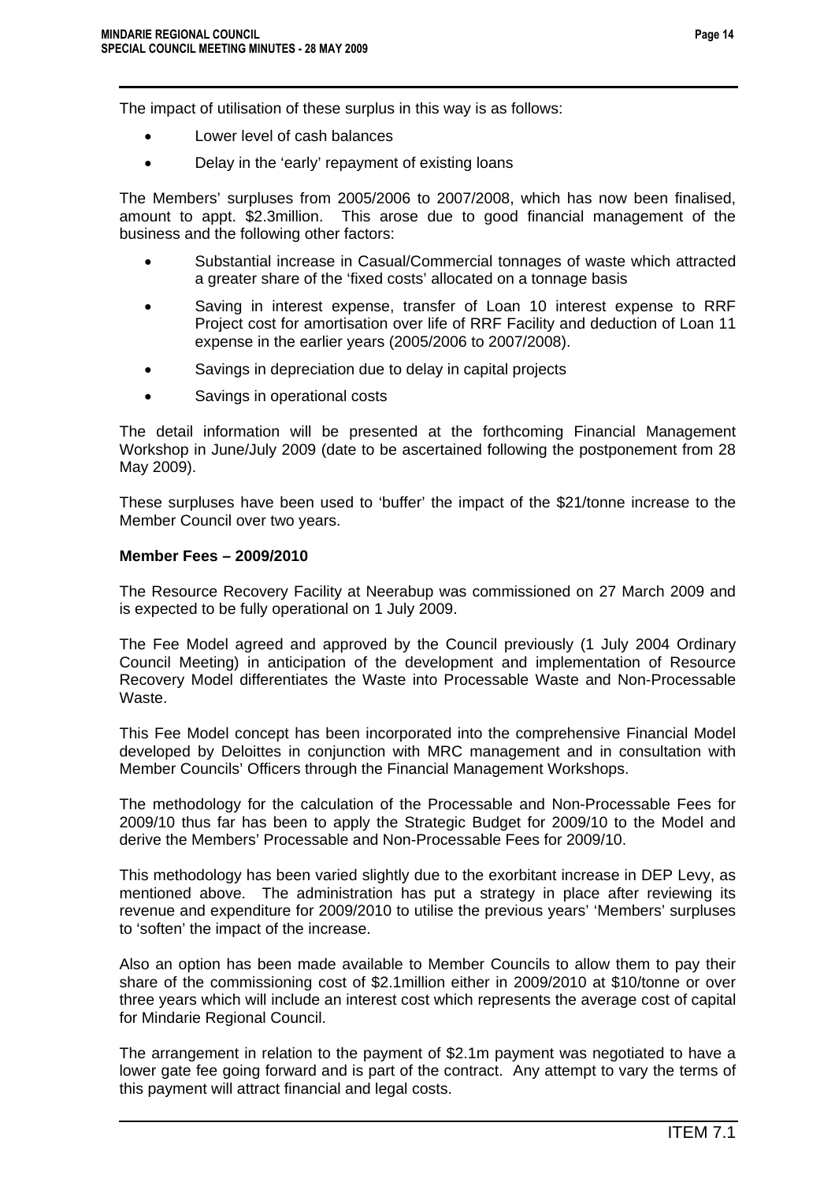The impact of utilisation of these surplus in this way is as follows:

- Lower level of cash balances
- Delay in the 'early' repayment of existing loans

The Members' surpluses from 2005/2006 to 2007/2008, which has now been finalised, amount to appt. $2.3million. This arose due to good financial management of the business and the following other factors:

- Substantial increase in Casual/Commercial tonnages of waste which attracted a greater share of the 'fixed costs' allocated on a tonnage basis
- Saving in interest expense, transfer of Loan 10 interest expense to RRF Project cost for amortisation over life of RRF Facility and deduction of Loan 11 expense in the earlier years (2005/2006 to 2007/2008).
- Savings in depreciation due to delay in capital projects
- Savings in operational costs

The detail information will be presented at the forthcoming Financial Management Workshop in June/July 2009 (date to be ascertained following the postponement from 28 May 2009).

These surpluses have been used to 'buffer' the impact of the $21/tonne increase to the Member Council over two years.

**Member Fees – 2009/2010**

The Resource Recovery Facility at Neerabup was commissioned on 27 March 2009 and is expected to be fully operational on 1 July 2009.

The Fee Model agreed and approved by the Council previously (1 July 2004 Ordinary Council Meeting) in anticipation of the development and implementation of Resource Recovery Model differentiates the Waste into Processable Waste and Non-Processable Waste.

This Fee Model concept has been incorporated into the comprehensive Financial Model developed by Deloittes in conjunction with MRC management and in consultation with Member Councils' Officers through the Financial Management Workshops.

The methodology for the calculation of the Processable and Non-Processable Fees for 2009/10 thus far has been to apply the Strategic Budget for 2009/10 to the Model and derive the Members' Processable and Non-Processable Fees for 2009/10.

This methodology has been varied slightly due to the exorbitant increase in DEP Levy, as mentioned above. The administration has put a strategy in place after reviewing its revenue and expenditure for 2009/2010 to utilise the previous years' 'Members' surpluses to 'soften' the impact of the increase.

Also an option has been made available to Member Councils to allow them to pay their share of the commissioning cost of $2.1million either in 2009/2010 at $10/tonne or over three years which will include an interest cost which represents the average cost of capital for Mindarie Regional Council.

The arrangement in relation to the payment of $2.1m payment was negotiated to have a lower gate fee going forward and is part of the contract. Any attempt to vary the terms of this payment will attract financial and legal costs.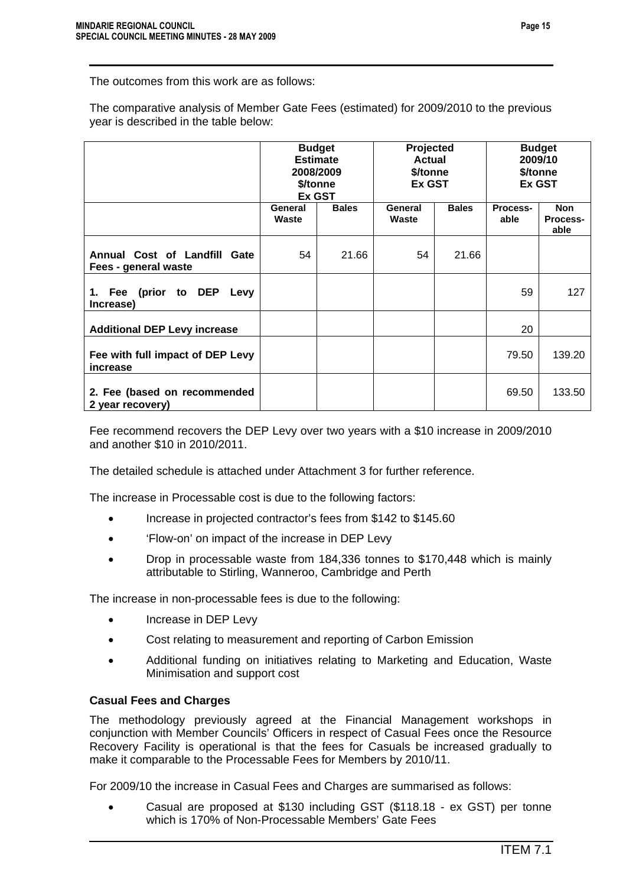The outcomes from this work are as follows:

The comparative analysis of Member Gate Fees (estimated) for 2009/2010 to the previous year is described in the table below:

| | Budget Estimate 2008/2009 $/tonne Ex GST | | Projected Actual $/tonne Ex GST | | Budget 2009/10 $/tonne Ex GST | |
|---|---|---|---|---|---|---|
| | **General Waste** | **Bales** | **General Waste** | **Bales** | **Process-able** | **Non Process-able** |
| **Annual Cost of Landfill Gate Fees - general waste** | 54 | 21.66 | 54 | 21.66 | | |
| **1. Fee (prior to DEP Levy Increase)** | | | | | 59 | 127 |
| **Additional DEP Levy increase** | | | | | 20 | |
| **Fee with full impact of DEP Levy increase** | | | | | 79.50 | 139.20 |
| **2. Fee (based on recommended 2 year recovery)** | | | | | 69.50 | 133.50 |

Fee recommend recovers the DEP Levy over two years with a $10 increase in 2009/2010 and another $10 in 2010/2011.

The detailed schedule is attached under Attachment 3 for further reference.

The increase in Processable cost is due to the following factors:

- Increase in projected contractor's fees from $142 to $145.60
- 'Flow-on' on impact of the increase in DEP Levy
- Drop in processable waste from 184,336 tonnes to $170,448 which is mainly attributable to Stirling, Wanneroo, Cambridge and Perth

The increase in non-processable fees is due to the following:

- Increase in DEP Levy
- Cost relating to measurement and reporting of Carbon Emission
- Additional funding on initiatives relating to Marketing and Education, Waste Minimisation and support cost

**Casual Fees and Charges**

The methodology previously agreed at the Financial Management workshops in conjunction with Member Councils' Officers in respect of Casual Fees once the Resource Recovery Facility is operational is that the fees for Casuals be increased gradually to make it comparable to the Processable Fees for Members by 2010/11.

For 2009/10 the increase in Casual Fees and Charges are summarised as follows:

- Casual are proposed at $130 including GST ($118.18 - ex GST) per tonne which is 170% of Non-Processable Members' Gate Fees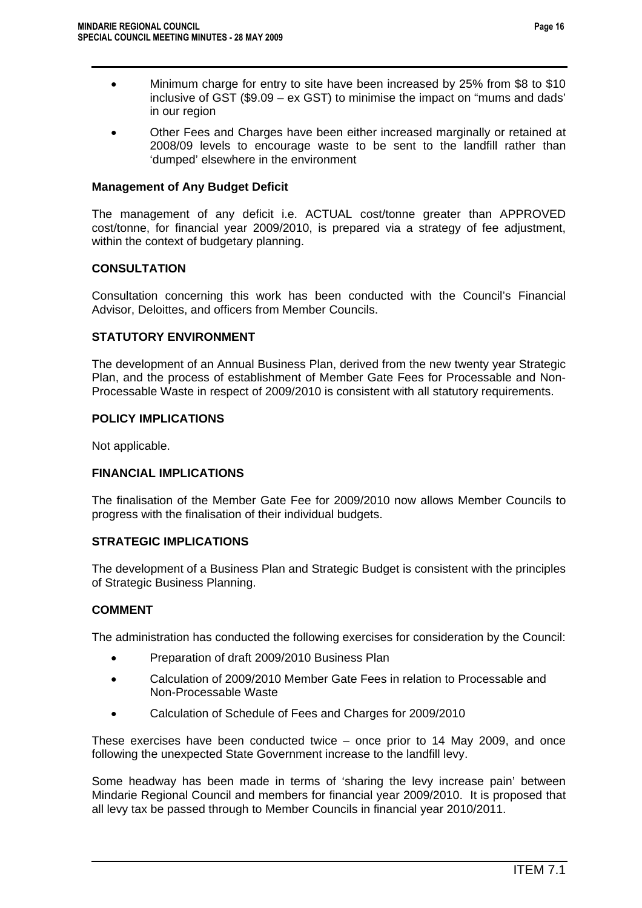- Minimum charge for entry to site have been increased by 25% from $8 to $10 inclusive of GST ($9.09 – ex GST) to minimise the impact on "mums and dads' in our region
- Other Fees and Charges have been either increased marginally or retained at 2008/09 levels to encourage waste to be sent to the landfill rather than 'dumped' elsewhere in the environment

**Management of Any Budget Deficit**

The management of any deficit i.e. ACTUAL cost/tonne greater than APPROVED cost/tonne, for financial year 2009/2010, is prepared via a strategy of fee adjustment, within the context of budgetary planning.

**CONSULTATION**

Consultation concerning this work has been conducted with the Council's Financial Advisor, Deloittes, and officers from Member Councils.

**STATUTORY ENVIRONMENT**

The development of an Annual Business Plan, derived from the new twenty year Strategic Plan, and the process of establishment of Member Gate Fees for Processable and Non-Processable Waste in respect of 2009/2010 is consistent with all statutory requirements.

**POLICY IMPLICATIONS**

Not applicable.

**FINANCIAL IMPLICATIONS**

The finalisation of the Member Gate Fee for 2009/2010 now allows Member Councils to progress with the finalisation of their individual budgets.

**STRATEGIC IMPLICATIONS**

The development of a Business Plan and Strategic Budget is consistent with the principles of Strategic Business Planning.

**COMMENT**

The administration has conducted the following exercises for consideration by the Council:

- Preparation of draft 2009/2010 Business Plan
- Calculation of 2009/2010 Member Gate Fees in relation to Processable and Non-Processable Waste
- Calculation of Schedule of Fees and Charges for 2009/2010

These exercises have been conducted twice – once prior to 14 May 2009, and once following the unexpected State Government increase to the landfill levy.

Some headway has been made in terms of 'sharing the levy increase pain' between Mindarie Regional Council and members for financial year 2009/2010. It is proposed that all levy tax be passed through to Member Councils in financial year 2010/2011.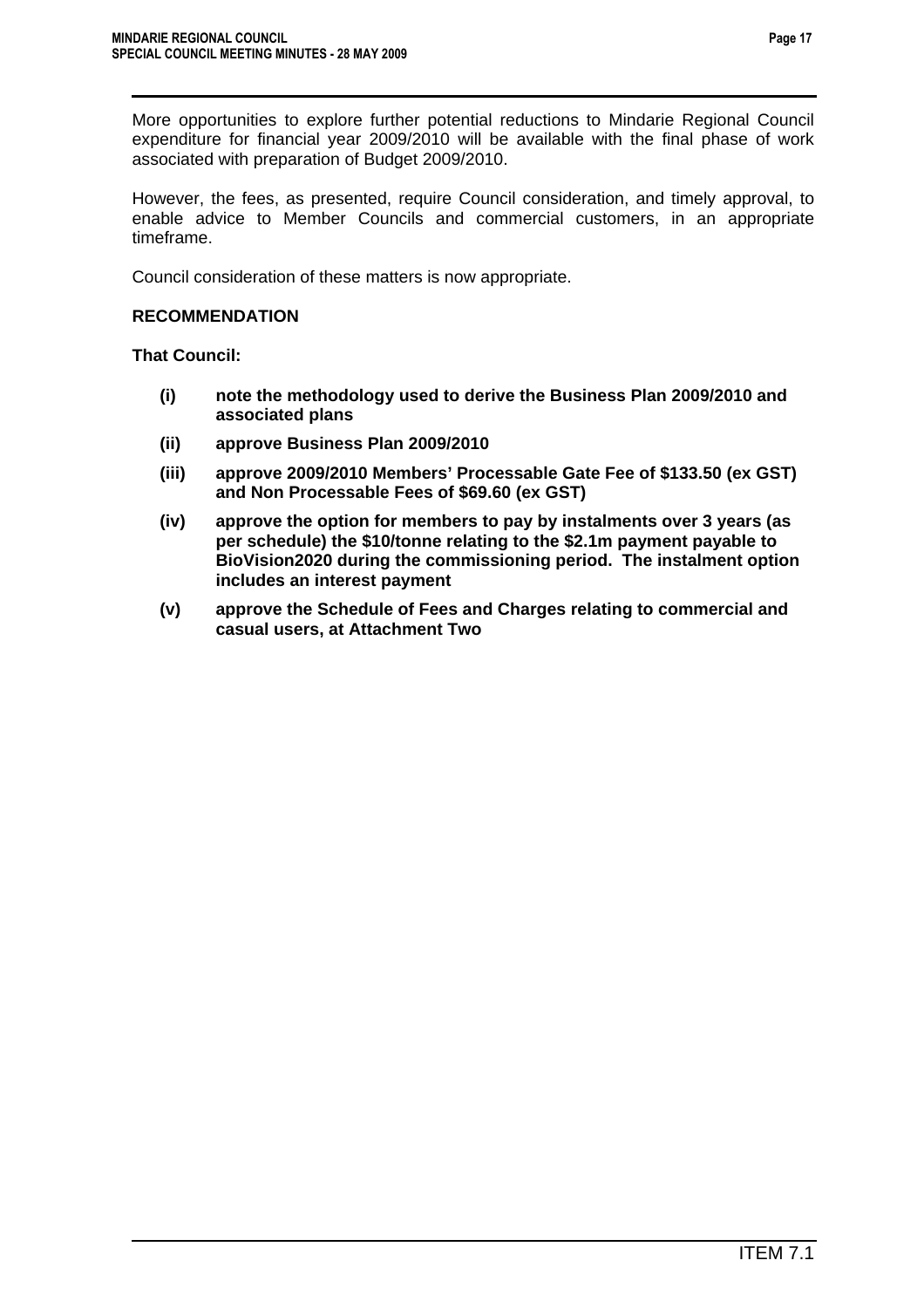More opportunities to explore further potential reductions to Mindarie Regional Council expenditure for financial year 2009/2010 will be available with the final phase of work associated with preparation of Budget 2009/2010.

However, the fees, as presented, require Council consideration, and timely approval, to enable advice to Member Councils and commercial customers, in an appropriate timeframe.

Council consideration of these matters is now appropriate.

**RECOMMENDATION**

**That Council:**

- **(i)** **note the methodology used to derive the Business Plan 2009/2010 and associated plans**
- **(ii)** **approve Business Plan 2009/2010**
- **(iii)** **approve 2009/2010 Members' Processable Gate Fee of $133.50 (ex GST) and Non Processable Fees of $69.60 (ex GST)**
- **(iv)** **approve the option for members to pay by instalments over 3 years (as per schedule) the $10/tonne relating to the $2.1m payment payable to BioVision2020 during the commissioning period. The instalment option includes an interest payment**
- **(v)** **approve the Schedule of Fees and Charges relating to commercial and casual users, at Attachment Two**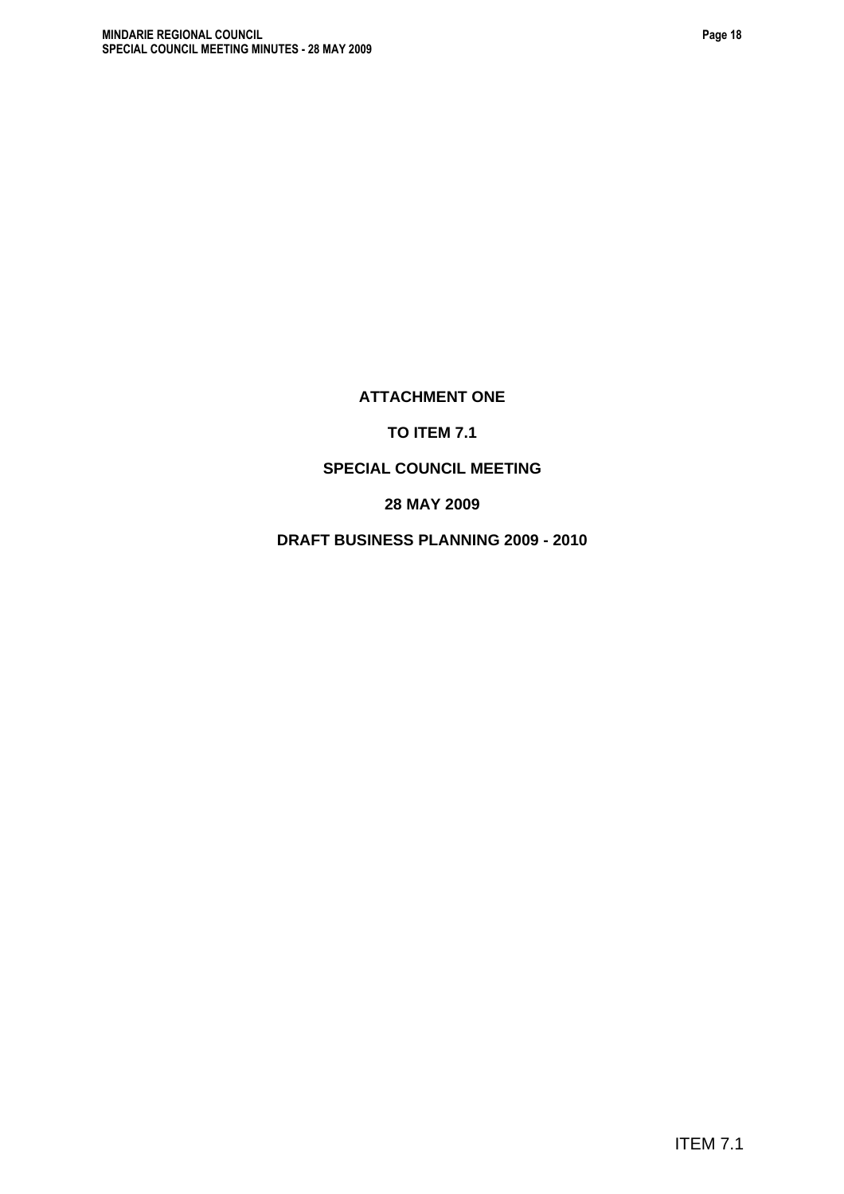**ATTACHMENT ONE**

**TO ITEM 7.1**

**SPECIAL COUNCIL MEETING**

**28 MAY 2009**

**DRAFT BUSINESS PLANNING 2009 - 2010**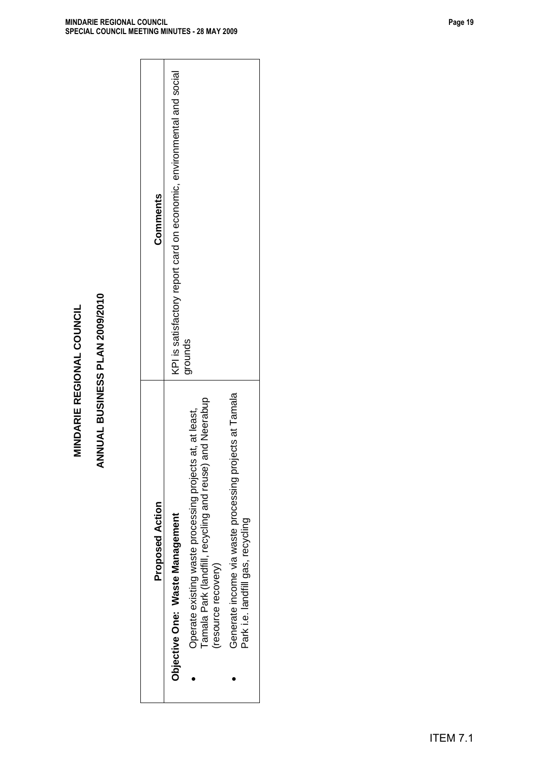# MINDARIE REGIONAL COUNCIL

## ANNUAL BUSINESS PLAN 2009/2010

| Proposed Action | Comments |
| --- | --- |
| **Objective One: Waste Management**<br>• Operate existing waste processing projects at, at least, Tamala Park (landfill, recycling and reuse) and Neerabup (resource recovery)<br>• Generate income via waste processing projects at Tamala Park i.e. landfill gas, recycling | KPI is satisfactory report card on economic, environmental and social grounds |

ITEM 7.1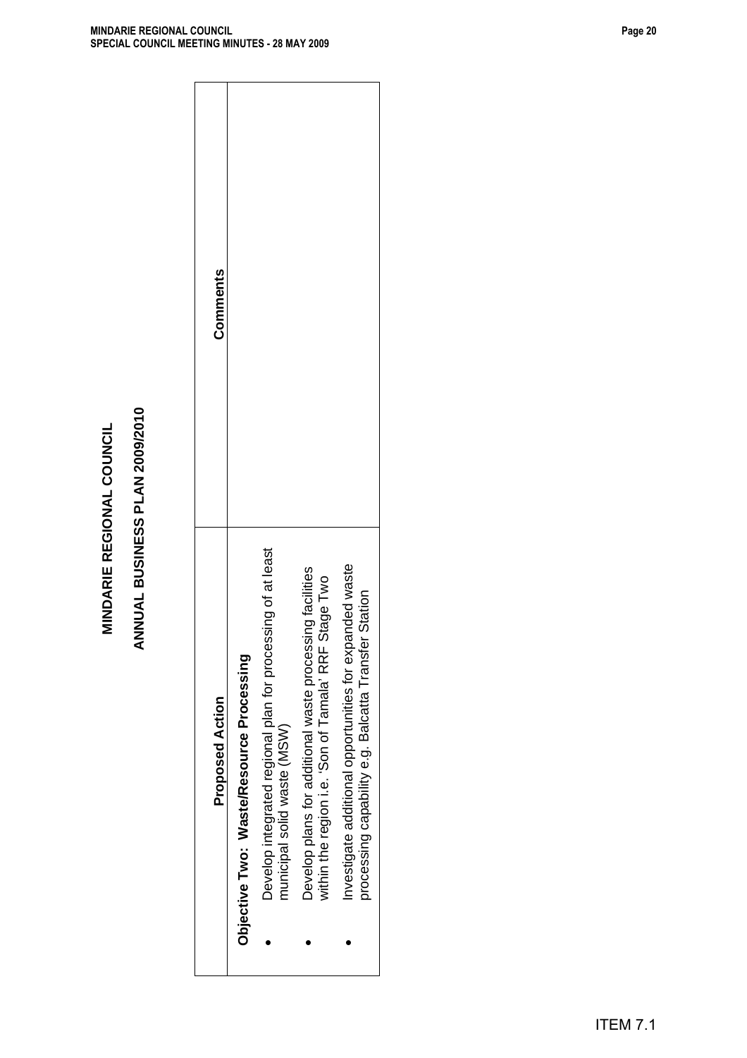# MINDARIE REGIONAL COUNCIL

## ANNUAL BUSINESS PLAN 2009/2010

| Proposed Action | Comments |
|---|---|
| **Objective Two: Waste/Resource Processing** | |
| • Develop integrated regional plan for processing of at least municipal solid waste (MSW) | |
| • Develop plans for additional waste processing facilities within the region i.e. 'Son of Tamala' RRF Stage Two | |
| • Investigate additional opportunities for expanded waste processing capability e.g. Balcatta Transfer Station | |

ITEM 7.1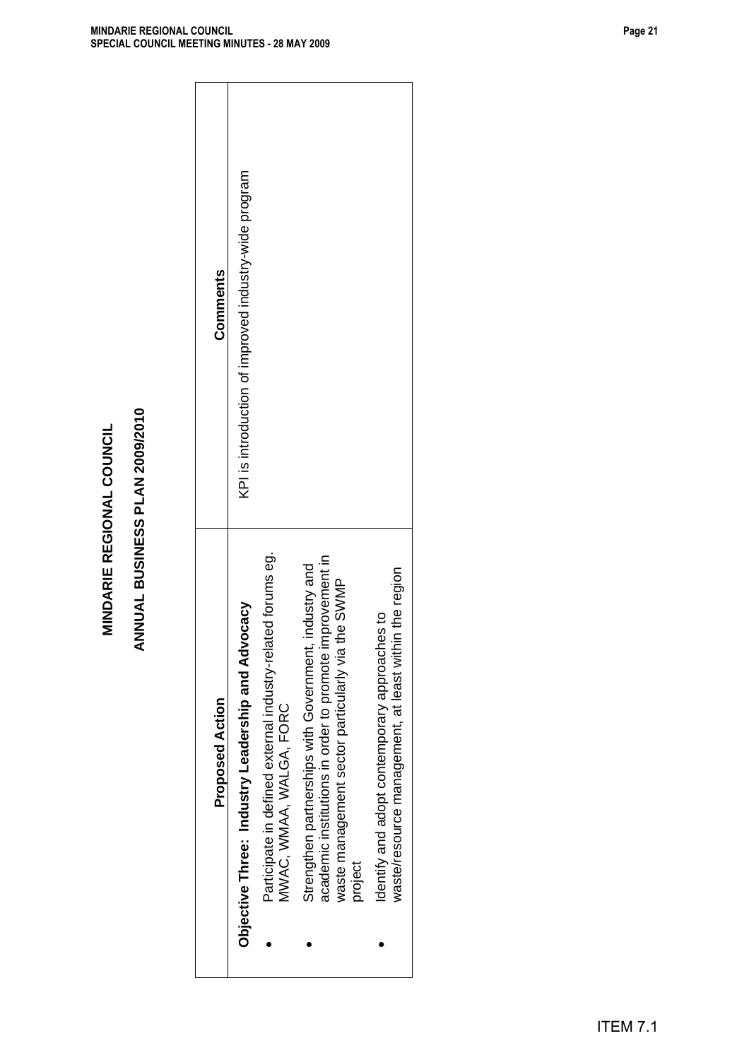# MINDARIE REGIONAL COUNCIL

## ANNUAL BUSINESS PLAN 2009/2010

| Proposed Action | Comments |
|---|---|
| **Objective Three: Industry Leadership and Advocacy**<br>• Participate in defined external industry-related forums eg. MWAC, WMAA, WALGA, FORC<br>• Strengthen partnerships with Government, industry and academic institutions in order to promote improvement in waste management sector particularly via the SWMP project<br>• Identify and adopt contemporary approaches to waste/resource management, at least within the region | KPI is introduction of improved industry-wide program |

ITEM 7.1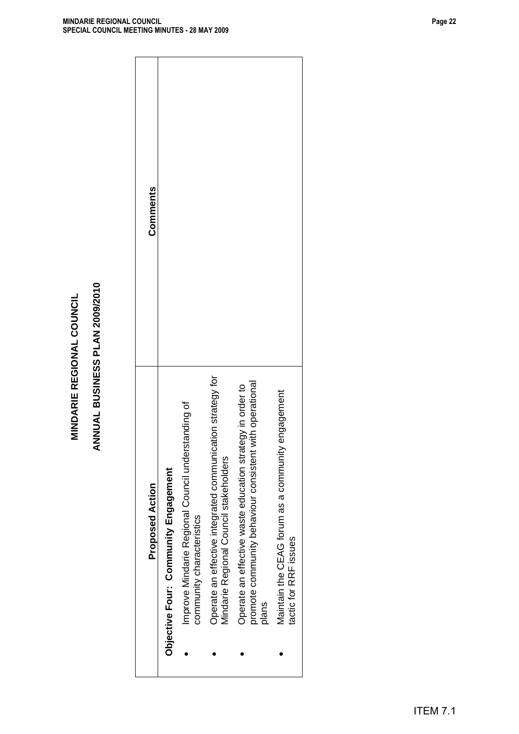# MINDARIE REGIONAL COUNCIL

## ANNUAL BUSINESS PLAN 2009/2010

| Proposed Action | Comments |
|---|---|
| **Objective Four: Community Engagement** | |
| • Improve Mindarie Regional Council understanding of community characteristics | |
| • Operate an effective integrated communication strategy for Mindarie Regional Council stakeholders | |
| • Operate an effective waste education strategy in order to promote community behaviour consistent with operational plans | |
| • Maintain the CEAG forum as a community engagement tactic for RRF issues | |

ITEM 7.1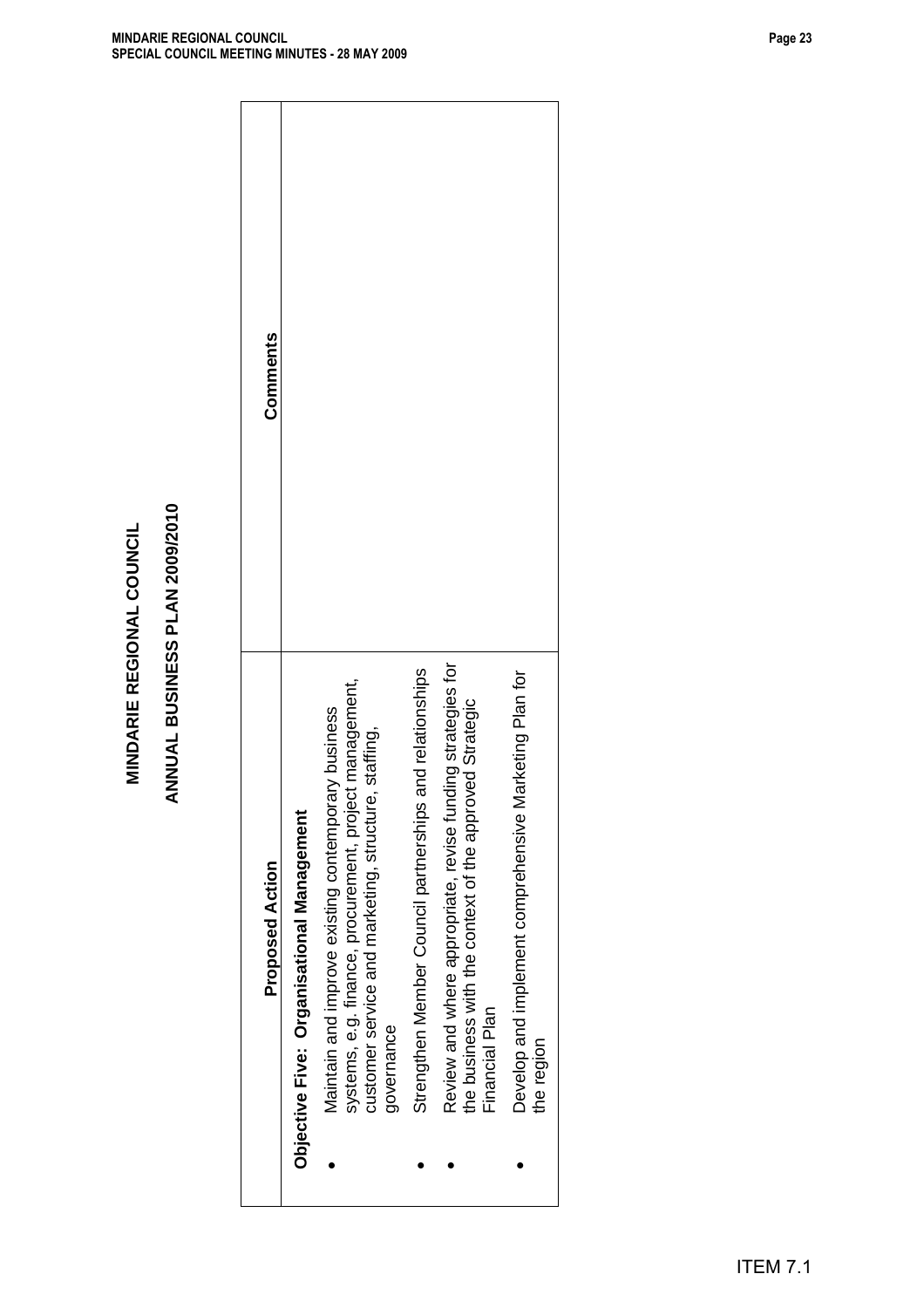# MINDARIE REGIONAL COUNCIL

## ANNUAL BUSINESS PLAN 2009/2010

| Proposed Action | Comments |
|---|---|
| **Objective Five: Organisational Management**<br>• Maintain and improve existing contemporary business systems, e.g. finance, procurement, project management, customer service and marketing, structure, staffing, governance<br>• Strengthen Member Council partnerships and relationships<br>• Review and where appropriate, revise funding strategies for the business with the context of the approved Strategic Financial Plan<br>• Develop and implement comprehensive Marketing Plan for the region | |

ITEM 7.1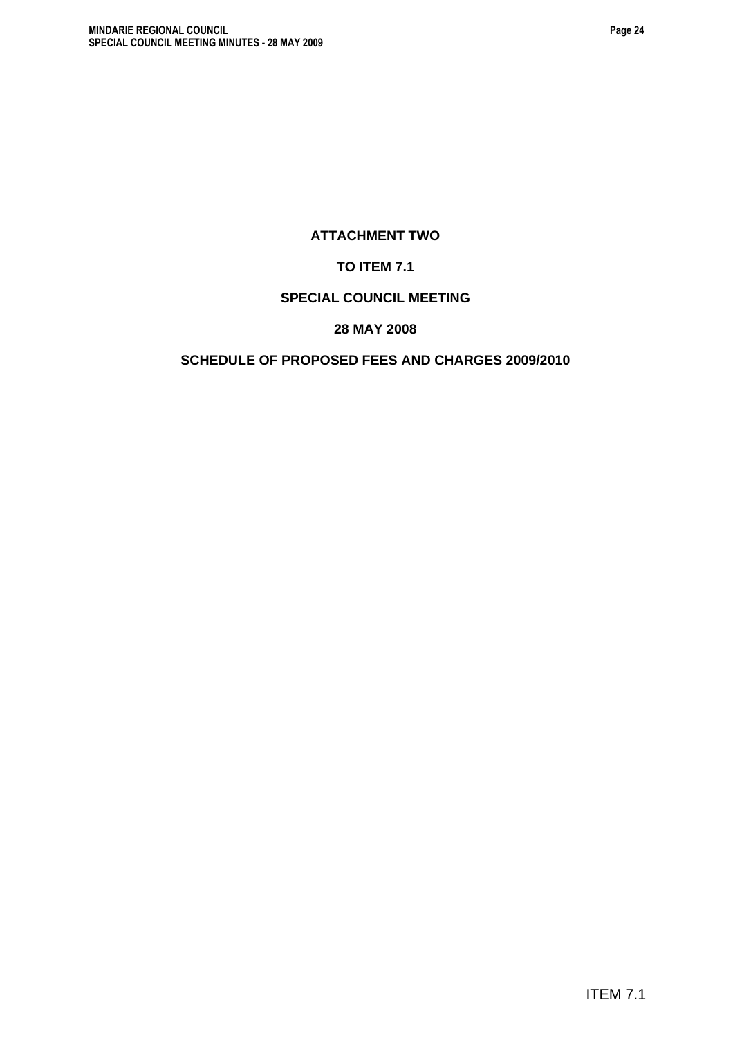**ATTACHMENT TWO**

**TO ITEM 7.1**

**SPECIAL COUNCIL MEETING**

**28 MAY 2008**

**SCHEDULE OF PROPOSED FEES AND CHARGES 2009/2010**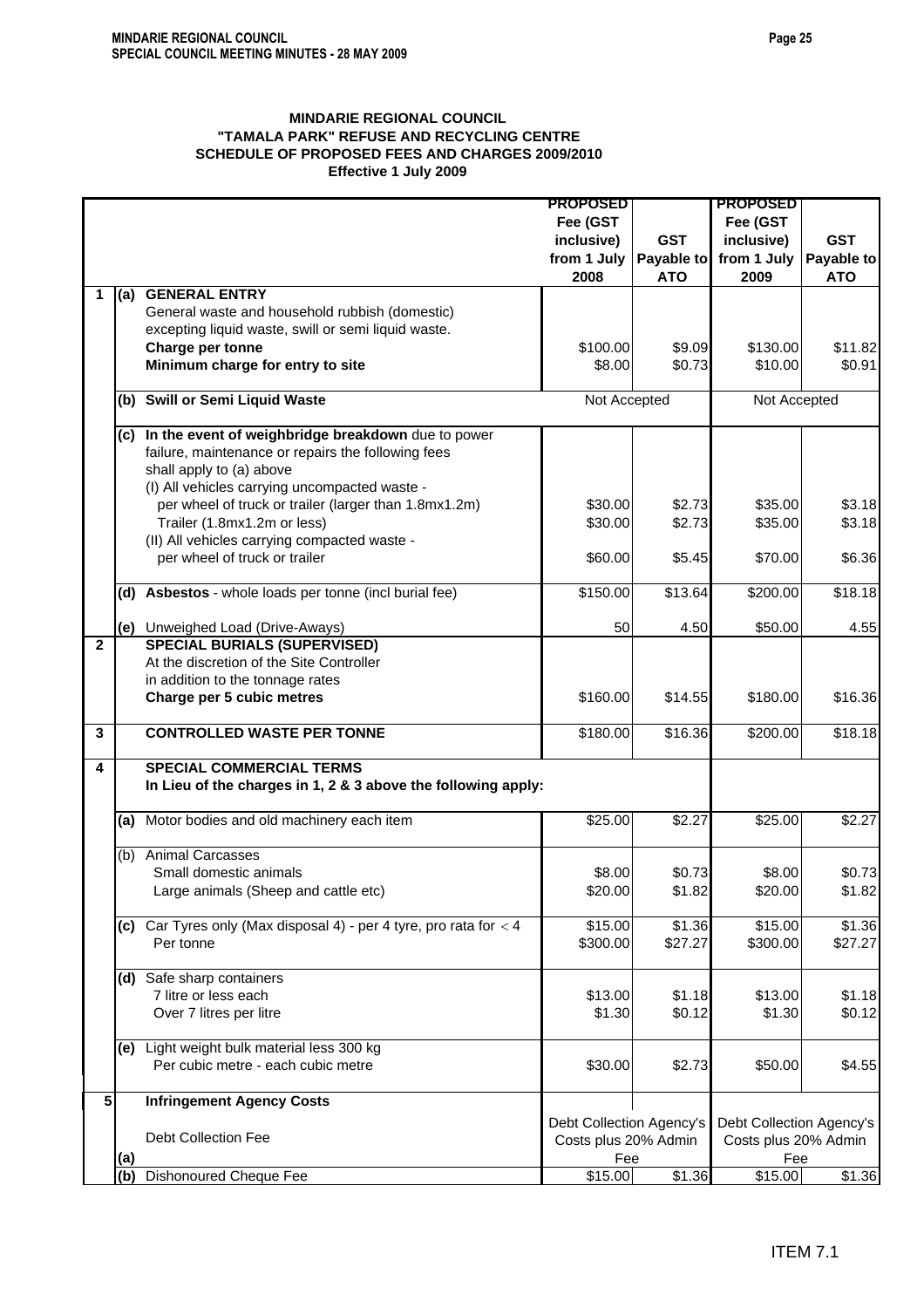**MINDARIE REGIONAL COUNCIL**
**"TAMALA PARK" REFUSE AND RECYCLING CENTRE**
**SCHEDULE OF PROPOSED FEES AND CHARGES 2009/2010**
**Effective 1 July 2009**

| | | | PROPOSED Fee (GST inclusive) from 1 July 2008 | GST Payable to ATO | PROPOSED Fee (GST inclusive) from 1 July 2009 | GST Payable to ATO |
|---|---|---|---|---|---|---|
| 1 | (a) | **GENERAL ENTRY** | | | | |
| | | General waste and household rubbish (domestic) excepting liquid waste, swill or semi liquid waste. | | | | |
| | | **Charge per tonne** | $100.00 | $9.09 | $130.00 | $11.82 |
| | | **Minimum charge for entry to site** | $8.00 | $0.73 | $10.00 | $0.91 |
| | (b) | **Swill or Semi Liquid Waste** | Not Accepted | | Not Accepted | |
| | (c) | **In the event of weighbridge breakdown** due to power failure, maintenance or repairs the following fees shall apply to (a) above | | | | |
| | | (I) All vehicles carrying uncompacted waste - | | | | |
| | | per wheel of truck or trailer (larger than 1.8mx1.2m) | $30.00 | $2.73 | $35.00 | $3.18 |
| | | Trailer (1.8mx1.2m or less) | $30.00 | $2.73 | $35.00 | $3.18 |
| | | (II) All vehicles carrying compacted waste - per wheel of truck or trailer | $60.00 | $5.45 | $70.00 | $6.36 |
| | (d) | **Asbestos** - whole loads per tonne (incl burial fee) | $150.00 | $13.64 | $200.00 | $18.18 |
| | (e) | Unweighed Load (Drive-Aways) | 50 | 4.50 | $50.00 | 4.55 |
| 2 | | **SPECIAL BURIALS (SUPERVISED)** | | | | |
| | | At the discretion of the Site Controller in addition to the tonnage rates | | | | |
| | | **Charge per 5 cubic metres** | $160.00 | $14.55 | $180.00 | $16.36 |
| 3 | | **CONTROLLED WASTE PER TONNE** | $180.00 | $16.36 | $200.00 | $18.18 |
| 4 | | **SPECIAL COMMERCIAL TERMS** | | | | |
| | | **In Lieu of the charges in 1, 2 & 3 above the following apply:** | | | | |
| | (a) | Motor bodies and old machinery each item | $25.00 | $2.27 | $25.00 | $2.27 |
| | (b) | Animal Carcasses | | | | |
| | | Small domestic animals | $8.00 | $0.73 | $8.00 | $0.73 |
| | | Large animals (Sheep and cattle etc) | $20.00 | $1.82 | $20.00 | $1.82 |
| | (c) | Car Tyres only (Max disposal 4) - per 4 tyre, pro rata for < 4 | $15.00 | $1.36 | $15.00 | $1.36 |
| | | Per tonne | $300.00 | $27.27 | $300.00 | $27.27 |
| | (d) | Safe sharp containers | | | | |
| | | 7 litre or less each | $13.00 | $1.18 | $13.00 | $1.18 |
| | | Over 7 litres per litre | $1.30 | $0.12 | $1.30 | $0.12 |
| | (e) | Light weight bulk material less 300 kg | | | | |
| | | Per cubic metre - each cubic metre | $30.00 | $2.73 | $50.00 | $4.55 |
| 5 | | **Infringement Agency Costs** | | | | |
| | (a) | Debt Collection Fee | Debt Collection Agency's Costs plus 20% Admin Fee | | Debt Collection Agency's Costs plus 20% Admin Fee | |
| | (b) | Dishonoured Cheque Fee | $15.00 | $1.36 | $15.00 | $1.36 |

ITEM 7.1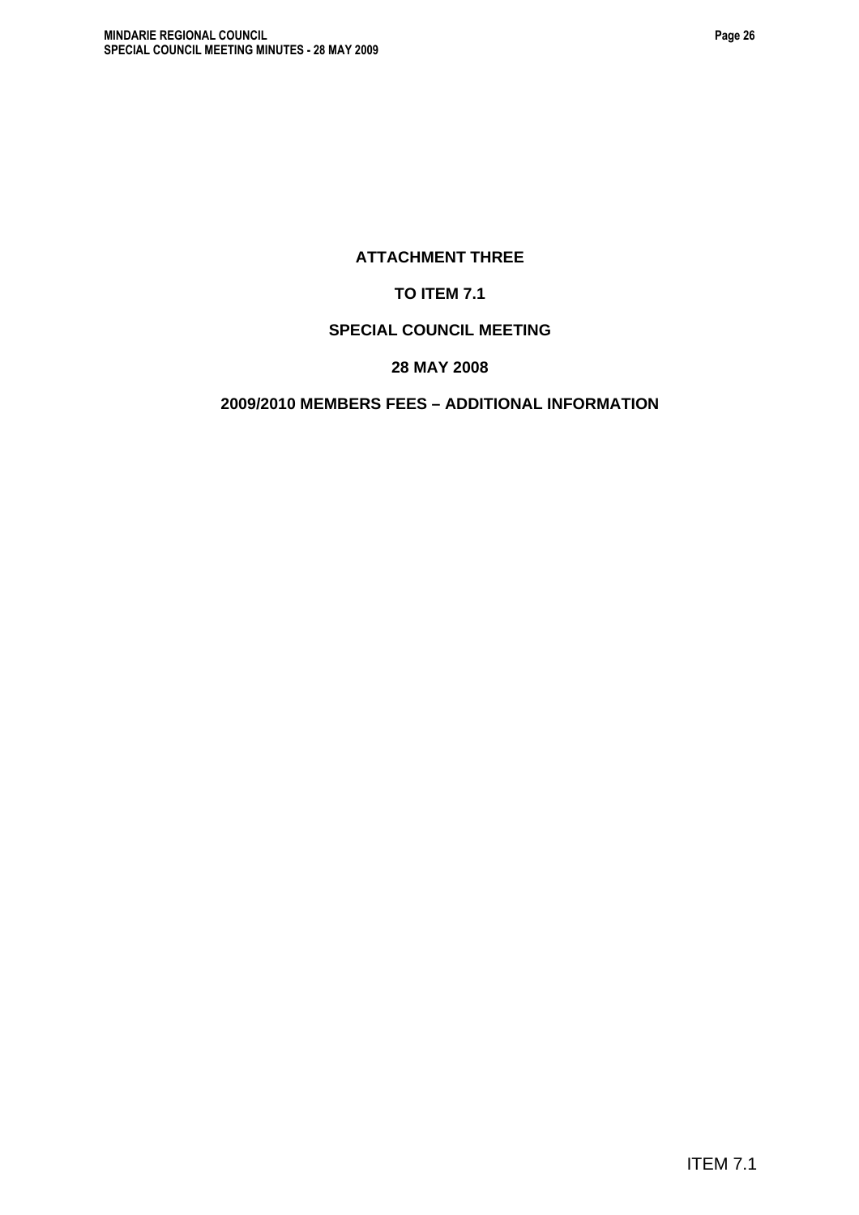**ATTACHMENT THREE**

**TO ITEM 7.1**

**SPECIAL COUNCIL MEETING**

**28 MAY 2008**

**2009/2010 MEMBERS FEES – ADDITIONAL INFORMATION**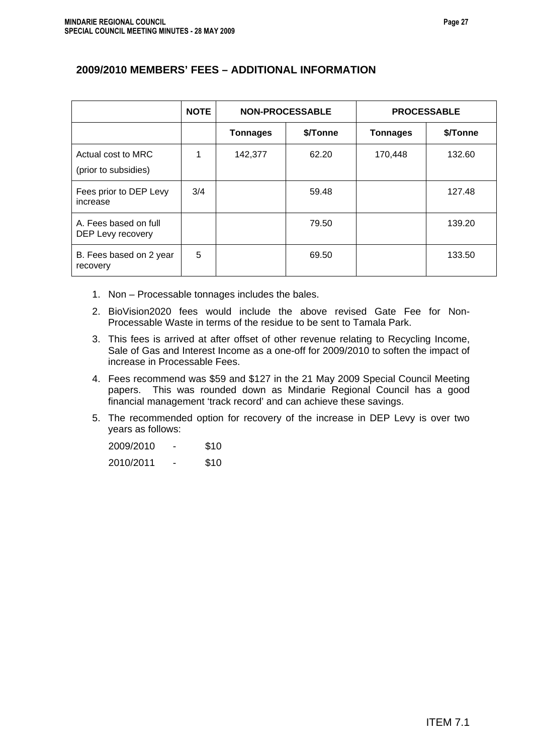## 2009/2010 MEMBERS' FEES – ADDITIONAL INFORMATION

| | NOTE | NON-PROCESSABLE | | PROCESSABLE | |
|---|---|---|---|---|---|
| | | **Tonnages** | **$/Tonne** | **Tonnages** | **$/Tonne** |
| Actual cost to MRC (prior to subsidies) | 1 | 142,377 | 62.20 | 170,448 | 132.60 |
| Fees prior to DEP Levy increase | 3/4 | | 59.48 | | 127.48 |
| A. Fees based on full DEP Levy recovery | | | 79.50 | | 139.20 |
| B. Fees based on 2 year recovery | 5 | | 69.50 | | 133.50 |

1. Non – Processable tonnages includes the bales.
2. BioVision2020 fees would include the above revised Gate Fee for Non-Processable Waste in terms of the residue to be sent to Tamala Park.
3. This fees is arrived at after offset of other revenue relating to Recycling Income, Sale of Gas and Interest Income as a one-off for 2009/2010 to soften the impact of increase in Processable Fees.
4. Fees recommend was $59 and $127 in the 21 May 2009 Special Council Meeting papers. This was rounded down as Mindarie Regional Council has a good financial management 'track record' and can achieve these savings.
5. The recommended option for recovery of the increase in DEP Levy is over two years as follows:

   2009/2010 - $10

   2010/2011 - $10

ITEM 7.1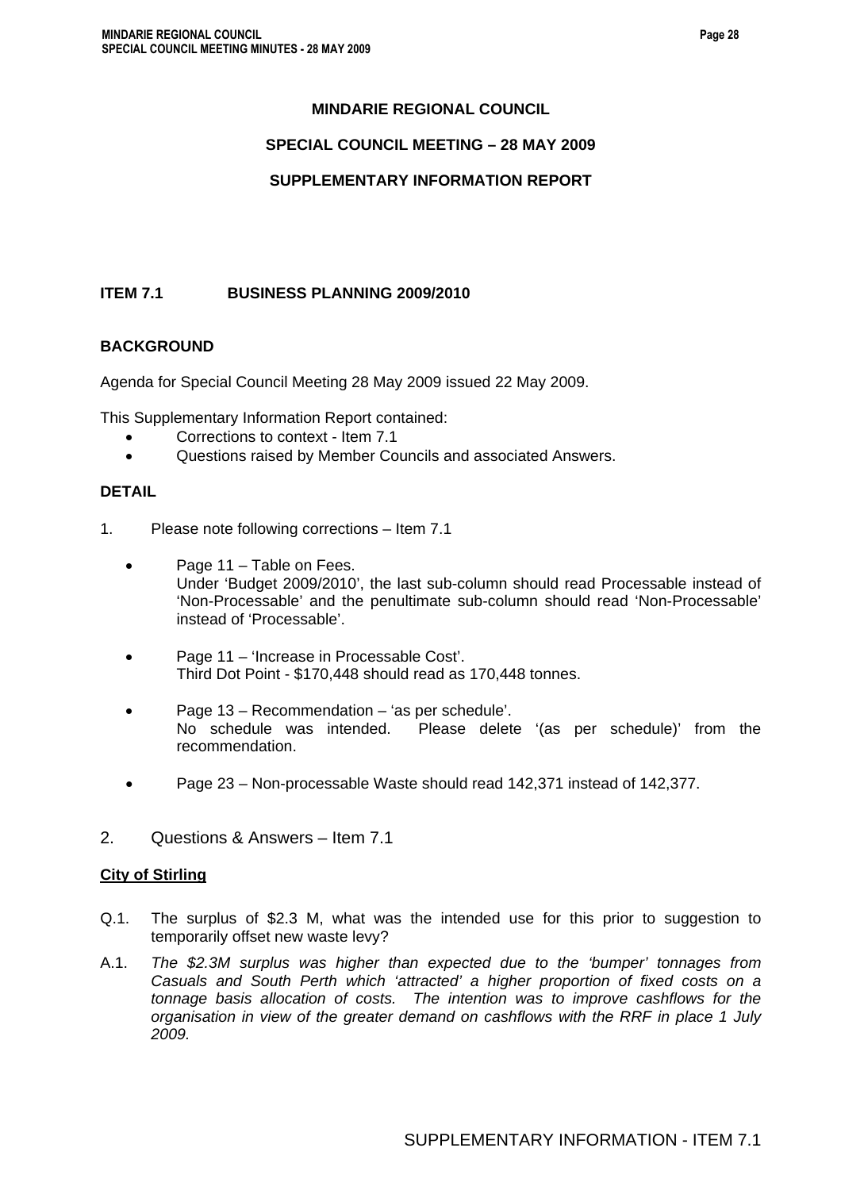**MINDARIE REGIONAL COUNCIL**

**SPECIAL COUNCIL MEETING – 28 MAY 2009**

**SUPPLEMENTARY INFORMATION REPORT**

**ITEM 7.1 BUSINESS PLANNING 2009/2010**

**BACKGROUND**

Agenda for Special Council Meeting 28 May 2009 issued 22 May 2009.

This Supplementary Information Report contained:

- Corrections to context - Item 7.1
- Questions raised by Member Councils and associated Answers.

**DETAIL**

1. Please note following corrections – Item 7.1

   - Page 11 – Table on Fees.
     Under 'Budget 2009/2010', the last sub-column should read Processable instead of 'Non-Processable' and the penultimate sub-column should read 'Non-Processable' instead of 'Processable'.

   - Page 11 – 'Increase in Processable Cost'.
     Third Dot Point - $170,448 should read as 170,448 tonnes.

   - Page 13 – Recommendation – 'as per schedule'.
     No schedule was intended. Please delete '(as per schedule)' from the recommendation.

   - Page 23 – Non-processable Waste should read 142,371 instead of 142,377.

2. Questions & Answers – Item 7.1

**City of Stirling**

Q.1. The surplus of $2.3 M, what was the intended use for this prior to suggestion to temporarily offset new waste levy?

A.1. *The $2.3M surplus was higher than expected due to the 'bumper' tonnages from Casuals and South Perth which 'attracted' a higher proportion of fixed costs on a tonnage basis allocation of costs. The intention was to improve cashflows for the organisation in view of the greater demand on cashflows with the RRF in place 1 July 2009.*

SUPPLEMENTARY INFORMATION - ITEM 7.1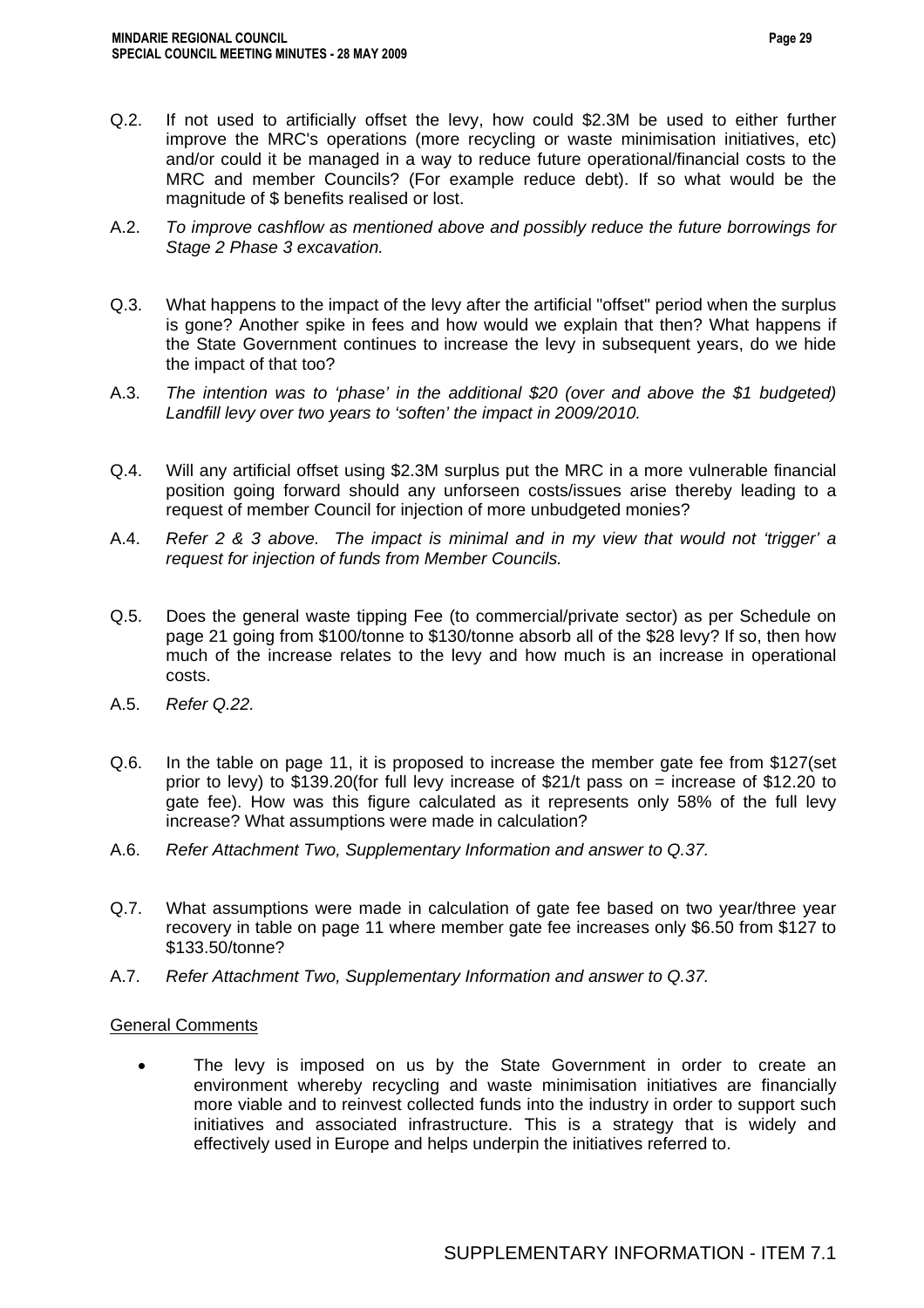Q.2. If not used to artificially offset the levy, how could $2.3M be used to either further improve the MRC's operations (more recycling or waste minimisation initiatives, etc) and/or could it be managed in a way to reduce future operational/financial costs to the MRC and member Councils? (For example reduce debt). If so what would be the magnitude of $ benefits realised or lost.

A.2. *To improve cashflow as mentioned above and possibly reduce the future borrowings for Stage 2 Phase 3 excavation.*

Q.3. What happens to the impact of the levy after the artificial "offset" period when the surplus is gone? Another spike in fees and how would we explain that then? What happens if the State Government continues to increase the levy in subsequent years, do we hide the impact of that too?

A.3. *The intention was to 'phase' in the additional $20 (over and above the $1 budgeted) Landfill levy over two years to 'soften' the impact in 2009/2010.*

Q.4. Will any artificial offset using $2.3M surplus put the MRC in a more vulnerable financial position going forward should any unforseen costs/issues arise thereby leading to a request of member Council for injection of more unbudgeted monies?

A.4. *Refer 2 & 3 above. The impact is minimal and in my view that would not 'trigger' a request for injection of funds from Member Councils.*

Q.5. Does the general waste tipping Fee (to commercial/private sector) as per Schedule on page 21 going from $100/tonne to $130/tonne absorb all of the $28 levy? If so, then how much of the increase relates to the levy and how much is an increase in operational costs.

A.5. *Refer Q.22.*

Q.6. In the table on page 11, it is proposed to increase the member gate fee from $127(set prior to levy) to $139.20(for full levy increase of $21/t pass on = increase of $12.20 to gate fee). How was this figure calculated as it represents only 58% of the full levy increase? What assumptions were made in calculation?

A.6. *Refer Attachment Two, Supplementary Information and answer to Q.37.*

Q.7. What assumptions were made in calculation of gate fee based on two year/three year recovery in table on page 11 where member gate fee increases only $6.50 from $127 to $133.50/tonne?

A.7. *Refer Attachment Two, Supplementary Information and answer to Q.37.*

<u>General Comments</u>

- The levy is imposed on us by the State Government in order to create an environment whereby recycling and waste minimisation initiatives are financially more viable and to reinvest collected funds into the industry in order to support such initiatives and associated infrastructure. This is a strategy that is widely and effectively used in Europe and helps underpin the initiatives referred to.

SUPPLEMENTARY INFORMATION - ITEM 7.1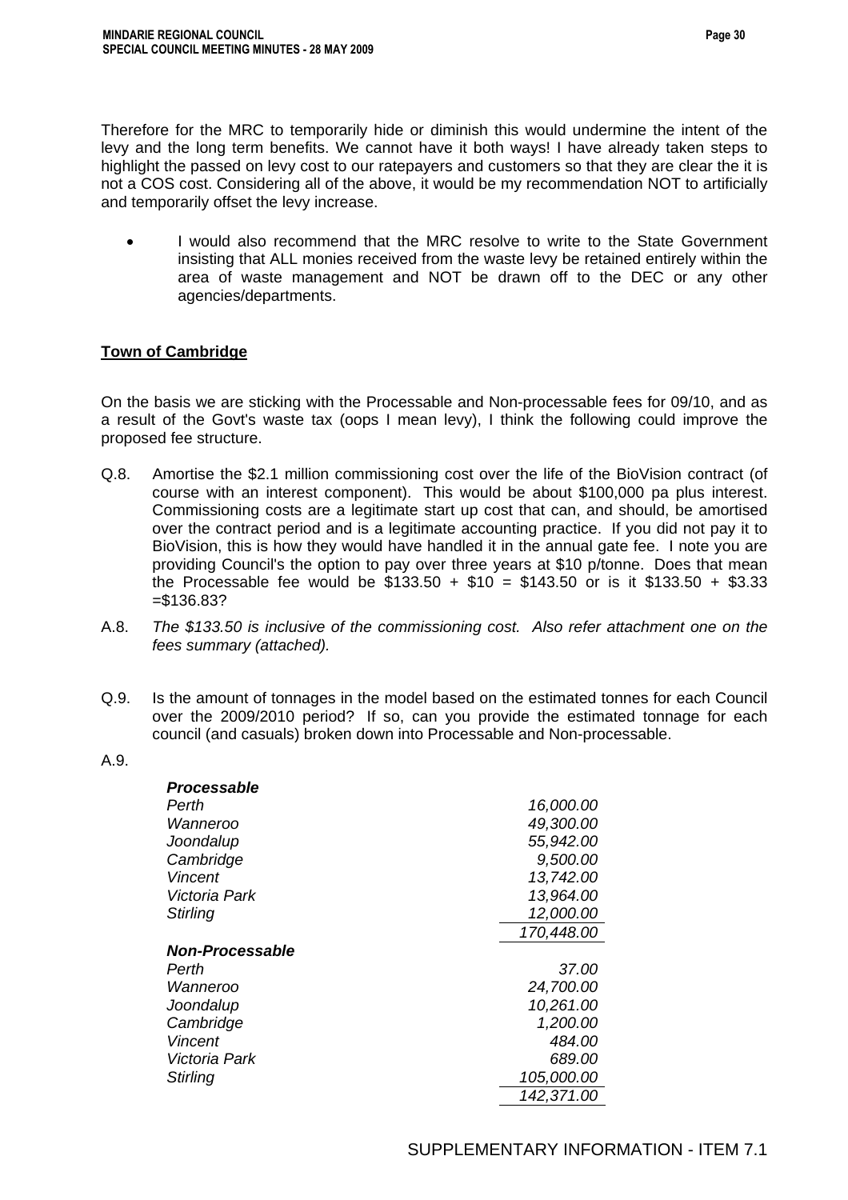Therefore for the MRC to temporarily hide or diminish this would undermine the intent of the levy and the long term benefits. We cannot have it both ways! I have already taken steps to highlight the passed on levy cost to our ratepayers and customers so that they are clear the it is not a COS cost. Considering all of the above, it would be my recommendation NOT to artificially and temporarily offset the levy increase.

- I would also recommend that the MRC resolve to write to the State Government insisting that ALL monies received from the waste levy be retained entirely within the area of waste management and NOT be drawn off to the DEC or any other agencies/departments.

**Town of Cambridge**

On the basis we are sticking with the Processable and Non-processable fees for 09/10, and as a result of the Govt's waste tax (oops I mean levy), I think the following could improve the proposed fee structure.

Q.8. Amortise the $2.1 million commissioning cost over the life of the BioVision contract (of course with an interest component). This would be about $100,000 pa plus interest. Commissioning costs are a legitimate start up cost that can, and should, be amortised over the contract period and is a legitimate accounting practice. If you did not pay it to BioVision, this is how they would have handled it in the annual gate fee. I note you are providing Council's the option to pay over three years at $10 p/tonne. Does that mean the Processable fee would be $133.50 + $10 = $143.50 or is it $133.50 + $3.33 =$136.83?

A.8. *The $133.50 is inclusive of the commissioning cost. Also refer attachment one on the fees summary (attached).*

Q.9. Is the amount of tonnages in the model based on the estimated tonnes for each Council over the 2009/2010 period? If so, can you provide the estimated tonnage for each council (and casuals) broken down into Processable and Non-processable.

A.9.

| | |
|---|---:|
| ***Processable*** | |
| *Perth* | *16,000.00* |
| *Wanneroo* | *49,300.00* |
| *Joondalup* | *55,942.00* |
| *Cambridge* | *9,500.00* |
| *Vincent* | *13,742.00* |
| *Victoria Park* | *13,964.00* |
| *Stirling* | *12,000.00* |
| | *170,448.00* |
| ***Non-Processable*** | |
| *Perth* | *37.00* |
| *Wanneroo* | *24,700.00* |
| *Joondalup* | *10,261.00* |
| *Cambridge* | *1,200.00* |
| *Vincent* | *484.00* |
| *Victoria Park* | *689.00* |
| *Stirling* | *105,000.00* |
| | *142,371.00* |

SUPPLEMENTARY INFORMATION - ITEM 7.1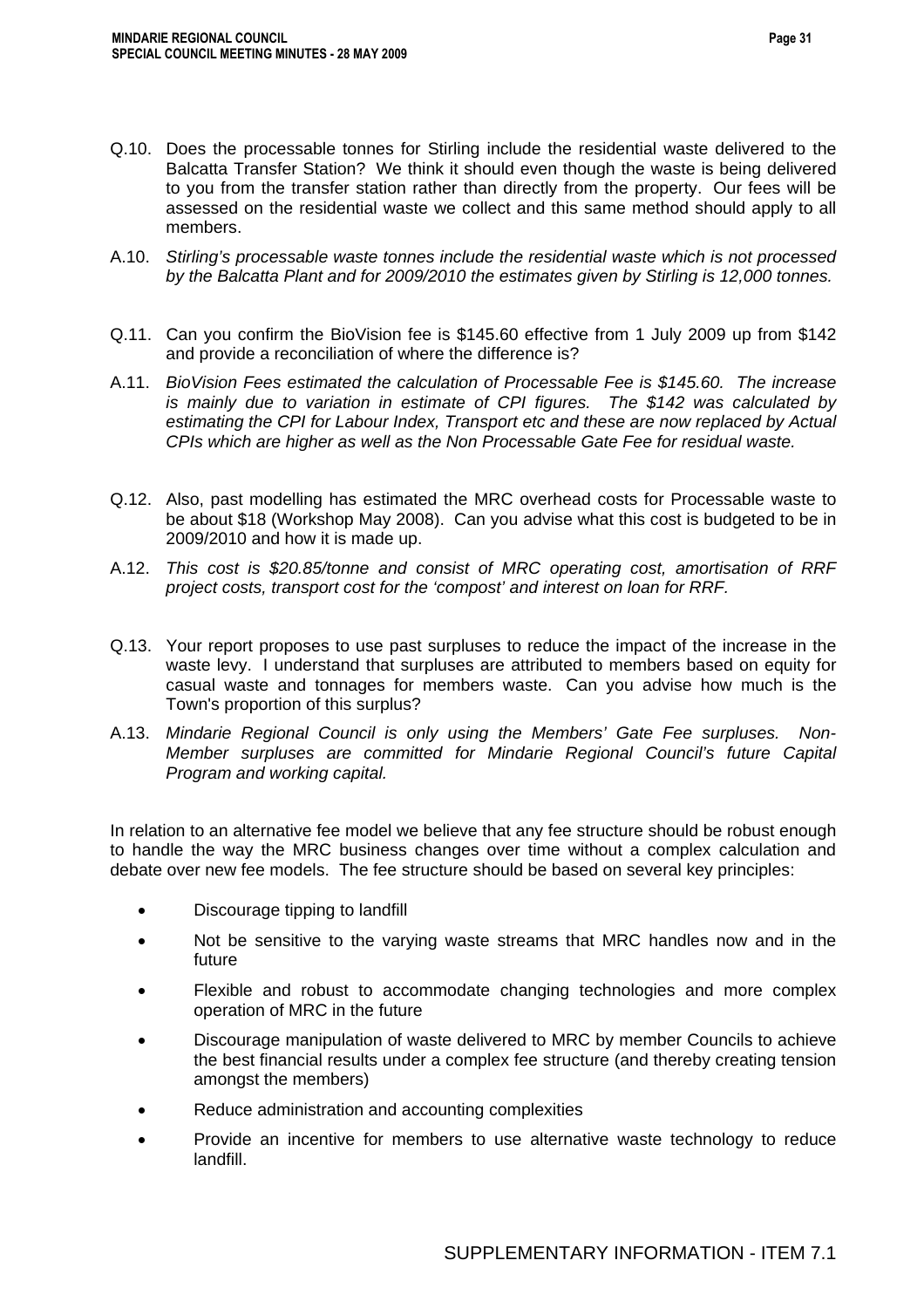Q.10. Does the processable tonnes for Stirling include the residential waste delivered to the Balcatta Transfer Station? We think it should even though the waste is being delivered to you from the transfer station rather than directly from the property. Our fees will be assessed on the residential waste we collect and this same method should apply to all members.

A.10. *Stirling's processable waste tonnes include the residential waste which is not processed by the Balcatta Plant and for 2009/2010 the estimates given by Stirling is 12,000 tonnes.*

Q.11. Can you confirm the BioVision fee is \$145.60 effective from 1 July 2009 up from \$142 and provide a reconciliation of where the difference is?

A.11. *BioVision Fees estimated the calculation of Processable Fee is \$145.60. The increase is mainly due to variation in estimate of CPI figures. The \$142 was calculated by estimating the CPI for Labour Index, Transport etc and these are now replaced by Actual CPIs which are higher as well as the Non Processable Gate Fee for residual waste.*

Q.12. Also, past modelling has estimated the MRC overhead costs for Processable waste to be about \$18 (Workshop May 2008). Can you advise what this cost is budgeted to be in 2009/2010 and how it is made up.

A.12. *This cost is \$20.85/tonne and consist of MRC operating cost, amortisation of RRF project costs, transport cost for the 'compost' and interest on loan for RRF.*

Q.13. Your report proposes to use past surpluses to reduce the impact of the increase in the waste levy. I understand that surpluses are attributed to members based on equity for casual waste and tonnages for members waste. Can you advise how much is the Town's proportion of this surplus?

A.13. *Mindarie Regional Council is only using the Members' Gate Fee surpluses. Non-Member surpluses are committed for Mindarie Regional Council's future Capital Program and working capital.*

In relation to an alternative fee model we believe that any fee structure should be robust enough to handle the way the MRC business changes over time without a complex calculation and debate over new fee models. The fee structure should be based on several key principles:

- Discourage tipping to landfill
- Not be sensitive to the varying waste streams that MRC handles now and in the future
- Flexible and robust to accommodate changing technologies and more complex operation of MRC in the future
- Discourage manipulation of waste delivered to MRC by member Councils to achieve the best financial results under a complex fee structure (and thereby creating tension amongst the members)
- Reduce administration and accounting complexities
- Provide an incentive for members to use alternative waste technology to reduce landfill.

SUPPLEMENTARY INFORMATION - ITEM 7.1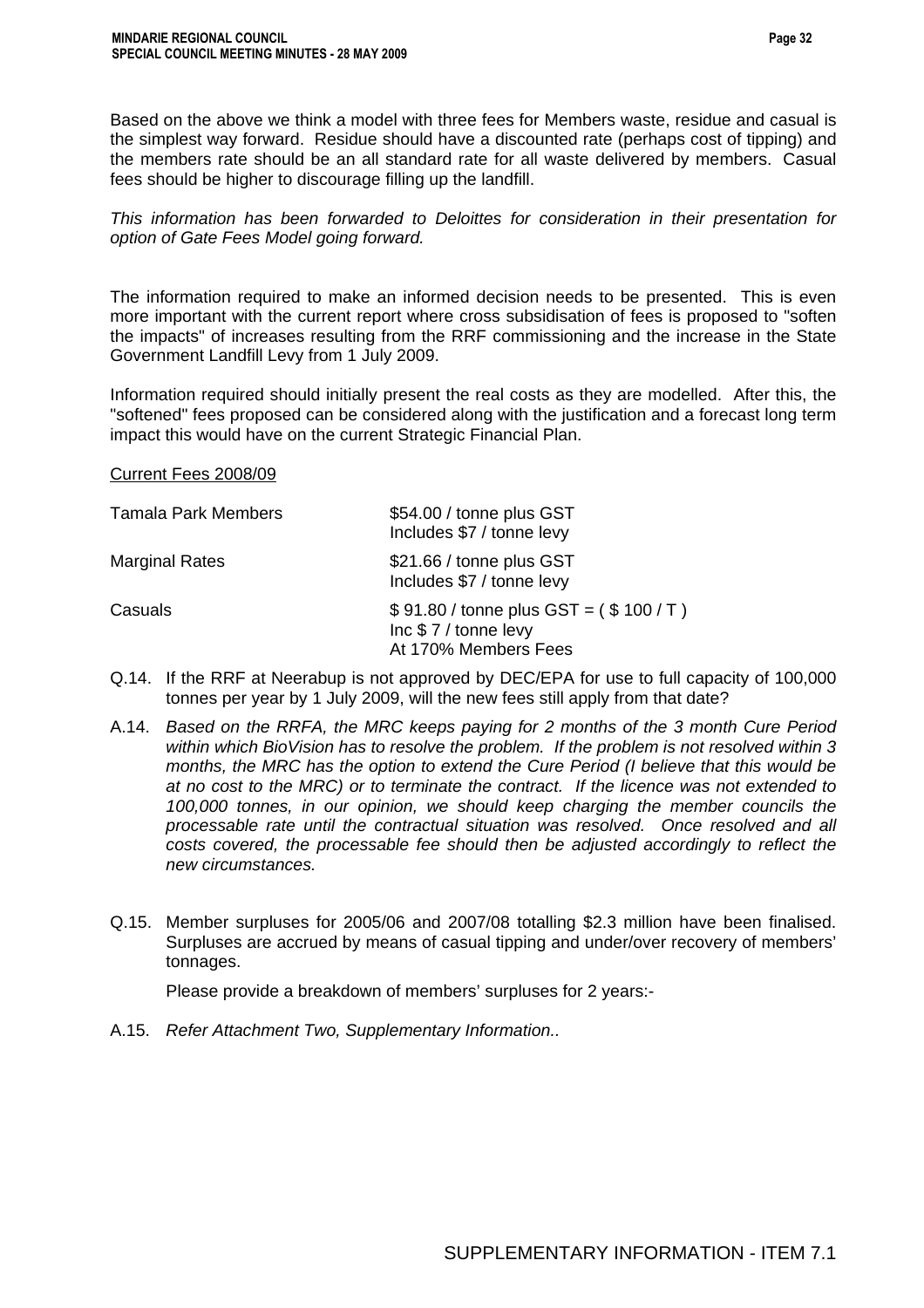Based on the above we think a model with three fees for Members waste, residue and casual is the simplest way forward. Residue should have a discounted rate (perhaps cost of tipping) and the members rate should be an all standard rate for all waste delivered by members. Casual fees should be higher to discourage filling up the landfill.

*This information has been forwarded to Deloittes for consideration in their presentation for option of Gate Fees Model going forward.*

The information required to make an informed decision needs to be presented. This is even more important with the current report where cross subsidisation of fees is proposed to "soften the impacts" of increases resulting from the RRF commissioning and the increase in the State Government Landfill Levy from 1 July 2009.

Information required should initially present the real costs as they are modelled. After this, the "softened" fees proposed can be considered along with the justification and a forecast long term impact this would have on the current Strategic Financial Plan.

<u>Current Fees 2008/09</u>

| | |
|---|---|
| Tamala Park Members | \$54.00 / tonne plus GST<br>Includes \$7 / tonne levy |
| Marginal Rates | \$21.66 / tonne plus GST<br>Includes \$7 / tonne levy |
| Casuals | \$ 91.80 / tonne plus GST = ( \$ 100 / T )<br>Inc \$ 7 / tonne levy<br>At 170% Members Fees |

Q.14. If the RRF at Neerabup is not approved by DEC/EPA for use to full capacity of 100,000 tonnes per year by 1 July 2009, will the new fees still apply from that date?

A.14. *Based on the RRFA, the MRC keeps paying for 2 months of the 3 month Cure Period within which BioVision has to resolve the problem. If the problem is not resolved within 3 months, the MRC has the option to extend the Cure Period (I believe that this would be at no cost to the MRC) or to terminate the contract. If the licence was not extended to 100,000 tonnes, in our opinion, we should keep charging the member councils the processable rate until the contractual situation was resolved. Once resolved and all costs covered, the processable fee should then be adjusted accordingly to reflect the new circumstances.*

Q.15. Member surpluses for 2005/06 and 2007/08 totalling \$2.3 million have been finalised. Surpluses are accrued by means of casual tipping and under/over recovery of members' tonnages.

Please provide a breakdown of members' surpluses for 2 years:-

A.15. *Refer Attachment Two, Supplementary Information..*

SUPPLEMENTARY INFORMATION - ITEM 7.1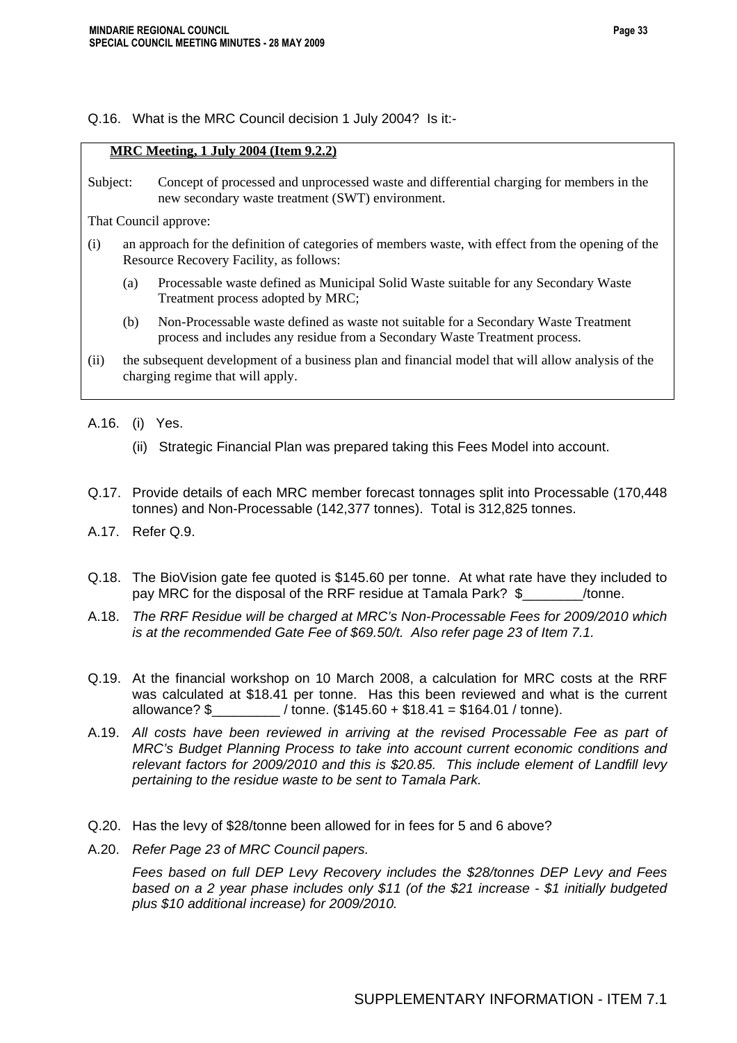Q.16. What is the MRC Council decision 1 July 2004? Is it:-

> **<u>MRC Meeting, 1 July 2004 (Item 9.2.2)</u>**
>
> Subject: Concept of processed and unprocessed waste and differential charging for members in the new secondary waste treatment (SWT) environment.
>
> That Council approve:
>
> (i) an approach for the definition of categories of members waste, with effect from the opening of the Resource Recovery Facility, as follows:
>
> (a) Processable waste defined as Municipal Solid Waste suitable for any Secondary Waste Treatment process adopted by MRC;
>
> (b) Non-Processable waste defined as waste not suitable for a Secondary Waste Treatment process and includes any residue from a Secondary Waste Treatment process.
>
> (ii) the subsequent development of a business plan and financial model that will allow analysis of the charging regime that will apply.

A.16. (i) Yes.

(ii) Strategic Financial Plan was prepared taking this Fees Model into account.

Q.17. Provide details of each MRC member forecast tonnages split into Processable (170,448 tonnes) and Non-Processable (142,377 tonnes). Total is 312,825 tonnes.

A.17. Refer Q.9.

Q.18. The BioVision gate fee quoted is $145.60 per tonne. At what rate have they included to pay MRC for the disposal of the RRF residue at Tamala Park? $________/tonne.

A.18. *The RRF Residue will be charged at MRC's Non-Processable Fees for 2009/2010 which is at the recommended Gate Fee of $69.50/t. Also refer page 23 of Item 7.1.*

Q.19. At the financial workshop on 10 March 2008, a calculation for MRC costs at the RRF was calculated at $18.41 per tonne. Has this been reviewed and what is the current allowance? $_________ / tonne. ($145.60 + $18.41 = $164.01 / tonne).

A.19. *All costs have been reviewed in arriving at the revised Processable Fee as part of MRC's Budget Planning Process to take into account current economic conditions and relevant factors for 2009/2010 and this is $20.85. This include element of Landfill levy pertaining to the residue waste to be sent to Tamala Park.*

Q.20. Has the levy of $28/tonne been allowed for in fees for 5 and 6 above?

A.20. *Refer Page 23 of MRC Council papers.*

*Fees based on full DEP Levy Recovery includes the $28/tonnes DEP Levy and Fees based on a 2 year phase includes only $11 (of the $21 increase - $1 initially budgeted plus $10 additional increase) for 2009/2010.*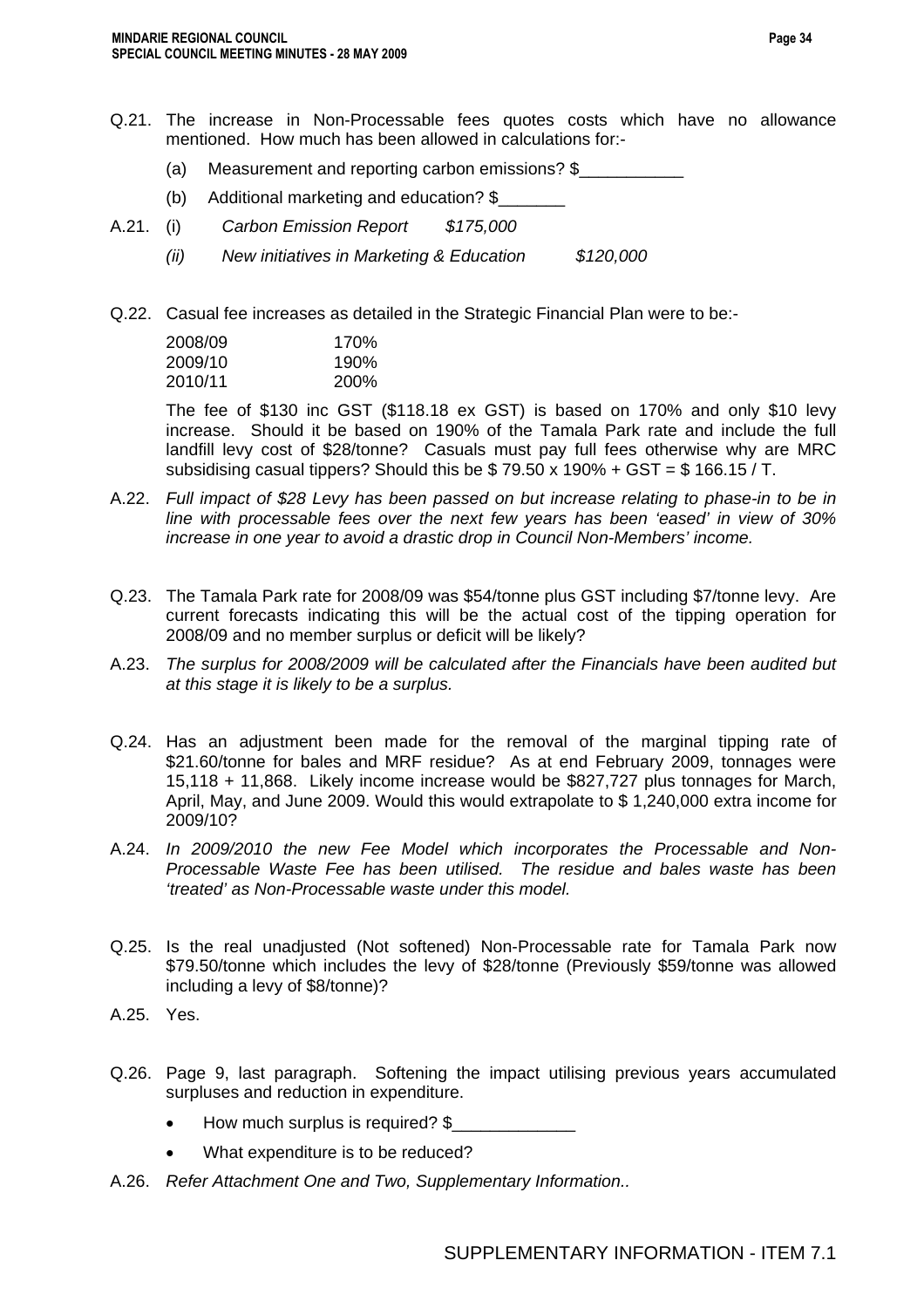Q.21. The increase in Non-Processable fees quotes costs which have no allowance mentioned. How much has been allowed in calculations for:-

(a) Measurement and reporting carbon emissions? $___________

(b) Additional marketing and education? $_______

A.21. (i) *Carbon Emission Report $175,000*

*(ii) New initiatives in Marketing & Education $120,000*

Q.22. Casual fee increases as detailed in the Strategic Financial Plan were to be:-

| | |
|---|---|
| 2008/09 | 170% |
| 2009/10 | 190% |
| 2010/11 | 200% |

The fee of $130 inc GST ($118.18 ex GST) is based on 170% and only $10 levy increase. Should it be based on 190% of the Tamala Park rate and include the full landfill levy cost of $28/tonne? Casuals must pay full fees otherwise why are MRC subsidising casual tippers? Should this be $ 79.50 x 190% + GST = $ 166.15 / T.

A.22. *Full impact of $28 Levy has been passed on but increase relating to phase-in to be in line with processable fees over the next few years has been 'eased' in view of 30% increase in one year to avoid a drastic drop in Council Non-Members' income.*

Q.23. The Tamala Park rate for 2008/09 was $54/tonne plus GST including $7/tonne levy. Are current forecasts indicating this will be the actual cost of the tipping operation for 2008/09 and no member surplus or deficit will be likely?

A.23. *The surplus for 2008/2009 will be calculated after the Financials have been audited but at this stage it is likely to be a surplus.*

Q.24. Has an adjustment been made for the removal of the marginal tipping rate of $21.60/tonne for bales and MRF residue? As at end February 2009, tonnages were 15,118 + 11,868. Likely income increase would be $827,727 plus tonnages for March, April, May, and June 2009. Would this would extrapolate to $ 1,240,000 extra income for 2009/10?

A.24. *In 2009/2010 the new Fee Model which incorporates the Processable and Non-Processable Waste Fee has been utilised. The residue and bales waste has been 'treated' as Non-Processable waste under this model.*

Q.25. Is the real unadjusted (Not softened) Non-Processable rate for Tamala Park now $79.50/tonne which includes the levy of $28/tonne (Previously $59/tonne was allowed including a levy of $8/tonne)?

A.25. Yes.

Q.26. Page 9, last paragraph. Softening the impact utilising previous years accumulated surpluses and reduction in expenditure.

- How much surplus is required? $_____________
- What expenditure is to be reduced?

A.26. *Refer Attachment One and Two, Supplementary Information..*

SUPPLEMENTARY INFORMATION - ITEM 7.1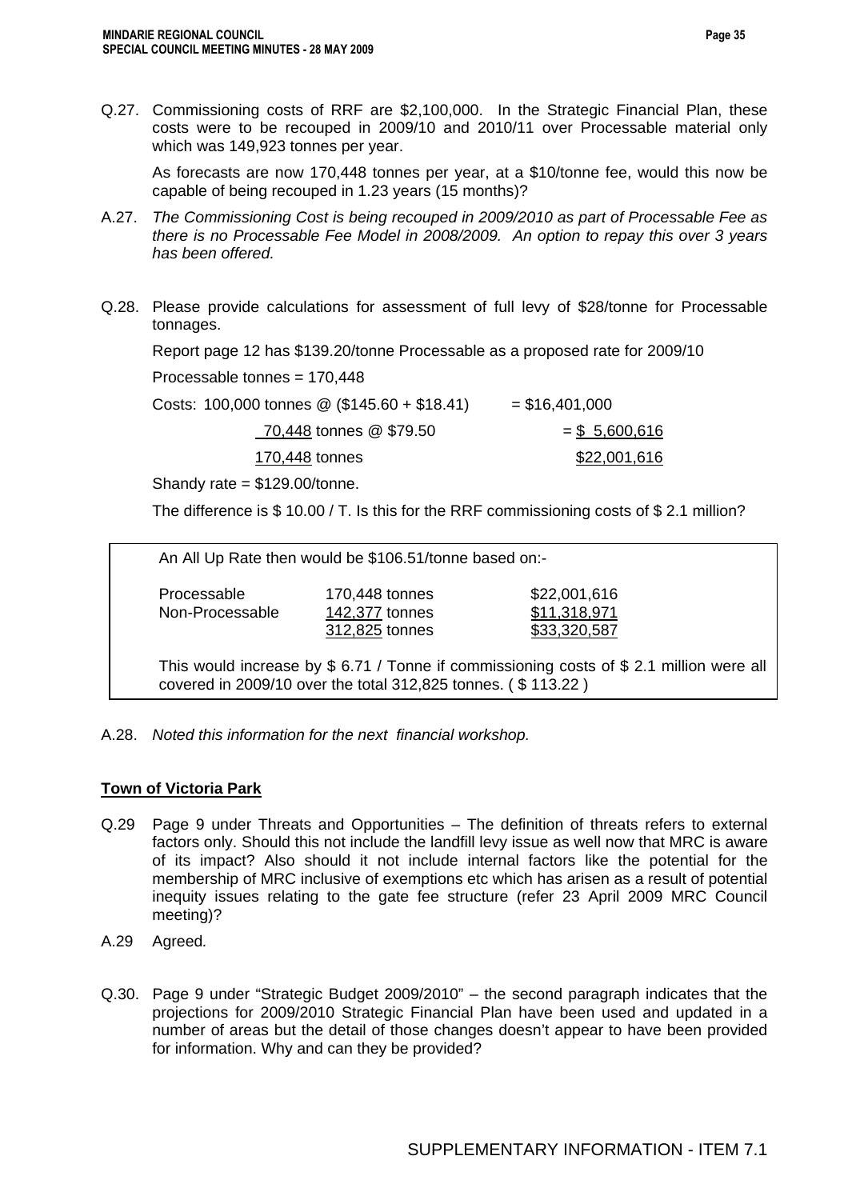Q.27. Commissioning costs of RRF are $2,100,000. In the Strategic Financial Plan, these costs were to be recouped in 2009/10 and 2010/11 over Processable material only which was 149,923 tonnes per year.

As forecasts are now 170,448 tonnes per year, at a $10/tonne fee, would this now be capable of being recouped in 1.23 years (15 months)?

A.27. *The Commissioning Cost is being recouped in 2009/2010 as part of Processable Fee as there is no Processable Fee Model in 2008/2009. An option to repay this over 3 years has been offered.*

Q.28. Please provide calculations for assessment of full levy of $28/tonne for Processable tonnages.

Report page 12 has $139.20/tonne Processable as a proposed rate for 2009/10

Processable tonnes = 170,448

| | |
|---|---|
| Costs: 100,000 tonnes @ ($145.60 + $18.41) | = $16,401,000 |
| 70,448 tonnes @ $79.50 | = $ 5,600,616 |
| 170,448 tonnes | $22,001,616 |

Shandy rate = $129.00/tonne.

The difference is $ 10.00 / T. Is this for the RRF commissioning costs of $ 2.1 million?

An All Up Rate then would be $106.51/tonne based on:-

| | | |
|---|---|---|
| Processable | 170,448 tonnes | $22,001,616 |
| Non-Processable | 142,377 tonnes | $11,318,971 |
| | 312,825 tonnes | $33,320,587 |

This would increase by $ 6.71 / Tonne if commissioning costs of $ 2.1 million were all covered in 2009/10 over the total 312,825 tonnes. ( $ 113.22 )

A.28. *Noted this information for the next financial workshop.*

## Town of Victoria Park

Q.29 Page 9 under Threats and Opportunities – The definition of threats refers to external factors only. Should this not include the landfill levy issue as well now that MRC is aware of its impact? Also should it not include internal factors like the potential for the membership of MRC inclusive of exemptions etc which has arisen as a result of potential inequity issues relating to the gate fee structure (refer 23 April 2009 MRC Council meeting)?

A.29 Agreed*.*

Q.30. Page 9 under "Strategic Budget 2009/2010" – the second paragraph indicates that the projections for 2009/2010 Strategic Financial Plan have been used and updated in a number of areas but the detail of those changes doesn't appear to have been provided for information. Why and can they be provided?

SUPPLEMENTARY INFORMATION - ITEM 7.1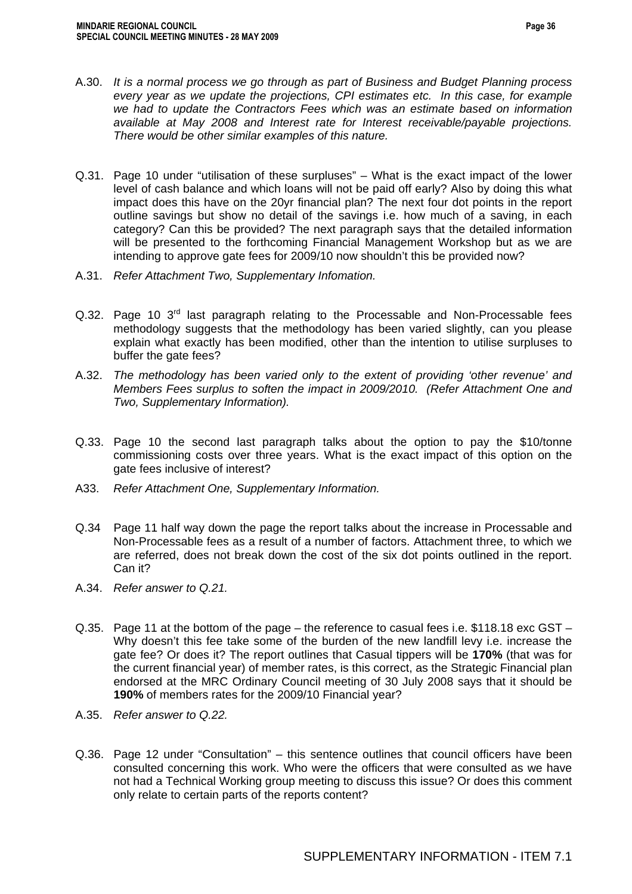A.30. *It is a normal process we go through as part of Business and Budget Planning process every year as we update the projections, CPI estimates etc. In this case, for example we had to update the Contractors Fees which was an estimate based on information available at May 2008 and Interest rate for Interest receivable/payable projections. There would be other similar examples of this nature.*

Q.31. Page 10 under "utilisation of these surpluses" – What is the exact impact of the lower level of cash balance and which loans will not be paid off early? Also by doing this what impact does this have on the 20yr financial plan? The next four dot points in the report outline savings but show no detail of the savings i.e. how much of a saving, in each category? Can this be provided? The next paragraph says that the detailed information will be presented to the forthcoming Financial Management Workshop but as we are intending to approve gate fees for 2009/10 now shouldn't this be provided now?

A.31. *Refer Attachment Two, Supplementary Infomation.*

Q.32. Page 10 3rd last paragraph relating to the Processable and Non-Processable fees methodology suggests that the methodology has been varied slightly, can you please explain what exactly has been modified, other than the intention to utilise surpluses to buffer the gate fees?

A.32. *The methodology has been varied only to the extent of providing 'other revenue' and Members Fees surplus to soften the impact in 2009/2010. (Refer Attachment One and Two, Supplementary Information).*

Q.33. Page 10 the second last paragraph talks about the option to pay the $10/tonne commissioning costs over three years. What is the exact impact of this option on the gate fees inclusive of interest?

A33. *Refer Attachment One, Supplementary Information.*

Q.34 Page 11 half way down the page the report talks about the increase in Processable and Non-Processable fees as a result of a number of factors. Attachment three, to which we are referred, does not break down the cost of the six dot points outlined in the report. Can it?

A.34. *Refer answer to Q.21.*

Q.35. Page 11 at the bottom of the page – the reference to casual fees i.e. $118.18 exc GST – Why doesn't this fee take some of the burden of the new landfill levy i.e. increase the gate fee? Or does it? The report outlines that Casual tippers will be **170%** (that was for the current financial year) of member rates, is this correct, as the Strategic Financial plan endorsed at the MRC Ordinary Council meeting of 30 July 2008 says that it should be **190%** of members rates for the 2009/10 Financial year?

A.35. *Refer answer to Q.22.*

Q.36. Page 12 under "Consultation" – this sentence outlines that council officers have been consulted concerning this work. Who were the officers that were consulted as we have not had a Technical Working group meeting to discuss this issue? Or does this comment only relate to certain parts of the reports content?

SUPPLEMENTARY INFORMATION - ITEM 7.1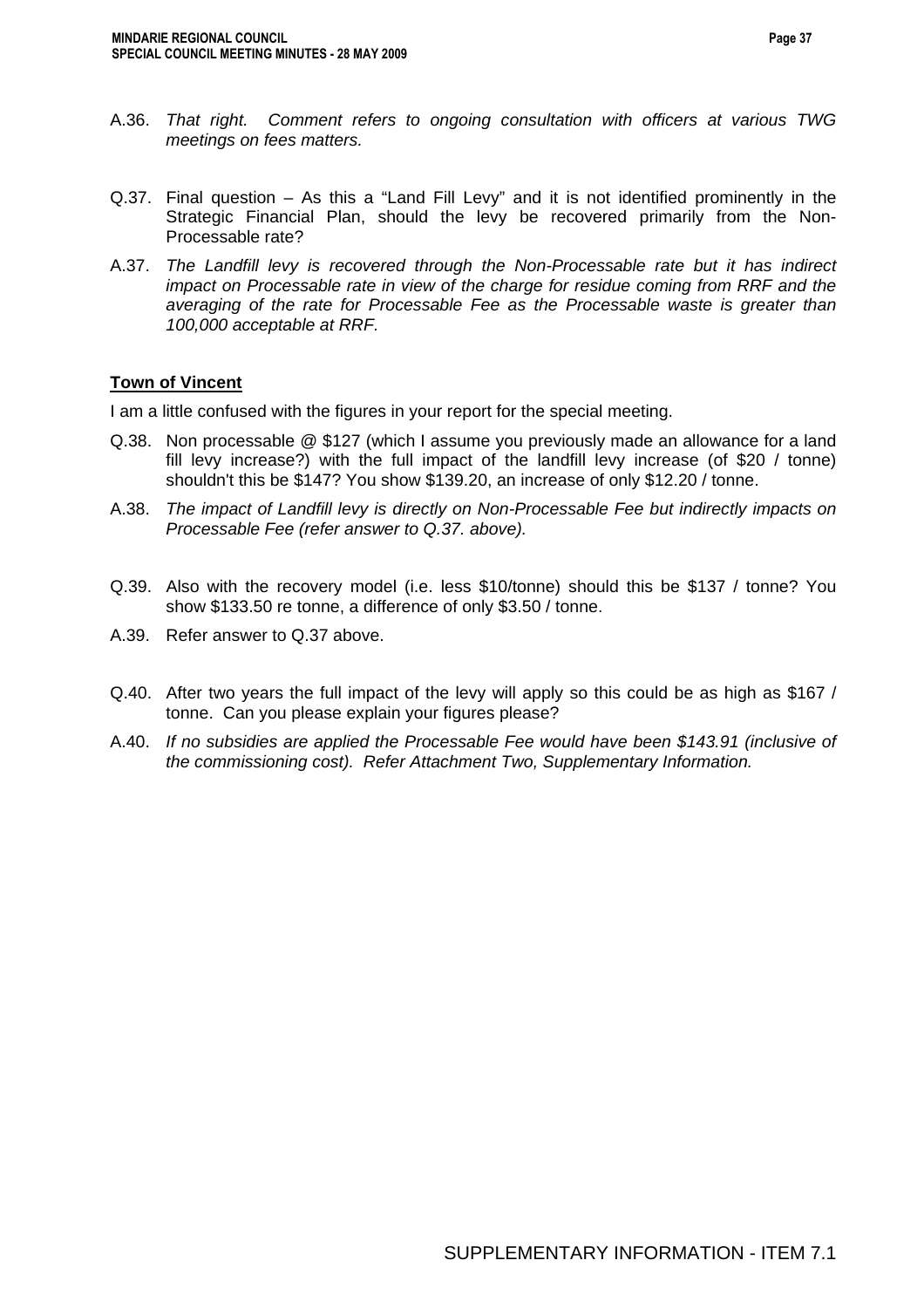A.36. *That right. Comment refers to ongoing consultation with officers at various TWG meetings on fees matters.*

Q.37. Final question – As this a "Land Fill Levy" and it is not identified prominently in the Strategic Financial Plan, should the levy be recovered primarily from the Non-Processable rate?

A.37. *The Landfill levy is recovered through the Non-Processable rate but it has indirect impact on Processable rate in view of the charge for residue coming from RRF and the averaging of the rate for Processable Fee as the Processable waste is greater than 100,000 acceptable at RRF.*

**Town of Vincent**

I am a little confused with the figures in your report for the special meeting.

Q.38. Non processable @ $127 (which I assume you previously made an allowance for a land fill levy increase?) with the full impact of the landfill levy increase (of $20 / tonne) shouldn't this be $147? You show $139.20, an increase of only $12.20 / tonne.

A.38. *The impact of Landfill levy is directly on Non-Processable Fee but indirectly impacts on Processable Fee (refer answer to Q.37. above).*

Q.39. Also with the recovery model (i.e. less $10/tonne) should this be $137 / tonne? You show $133.50 re tonne, a difference of only $3.50 / tonne.

A.39. Refer answer to Q.37 above.

Q.40. After two years the full impact of the levy will apply so this could be as high as $167 / tonne. Can you please explain your figures please?

A.40. *If no subsidies are applied the Processable Fee would have been $143.91 (inclusive of the commissioning cost). Refer Attachment Two, Supplementary Information.*

SUPPLEMENTARY INFORMATION - ITEM 7.1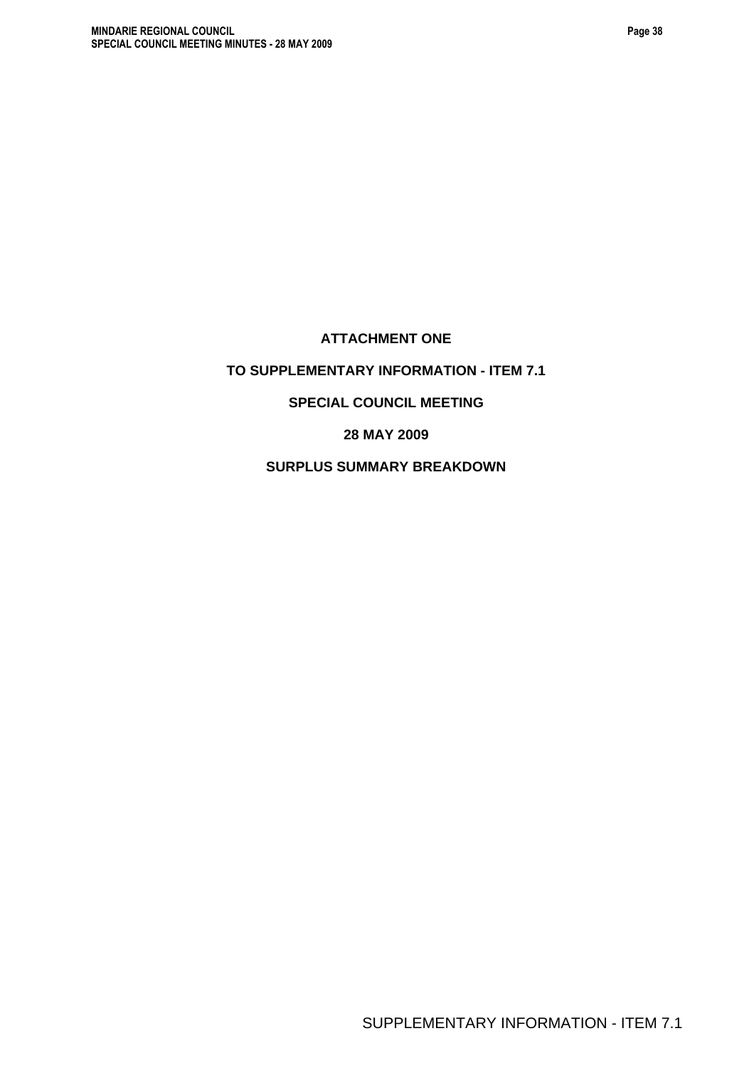**ATTACHMENT ONE**

**TO SUPPLEMENTARY INFORMATION - ITEM 7.1**

**SPECIAL COUNCIL MEETING**

**28 MAY 2009**

**SURPLUS SUMMARY BREAKDOWN**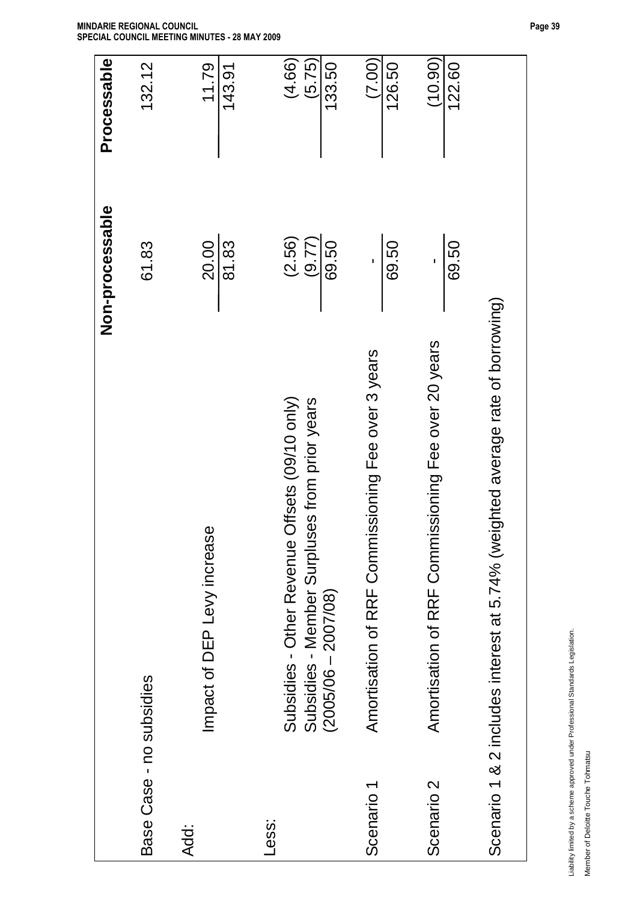| | Non-processable | Processable |
|---|---|---|
| Base Case - no subsidies | 61.83 | 132.12 |
| Add: | | |
| Impact of DEP Levy increase | 20.00 | 11.79 |
| | 81.83 | 143.91 |
| Less: | | |
| Subsidies - Other Revenue Offsets (09/10 only) | (2.56) | (4.66) |
| Subsidies - Member Surpluses from prior years (2005/06 – 2007/08) | (9.77) | (5.75) |
| | 69.50 | 133.50 |
| Scenario 1 — Amortisation of RRF Commissioning Fee over 3 years | - | (7.00) |
| | 69.50 | 126.50 |
| Scenario 2 — Amortisation of RRF Commissioning Fee over 20 years | - | (10.90) |
| | 69.50 | 122.60 |

Scenario 1 & 2 includes interest at 5.74% (weighted average rate of borrowing)

Liability limited by a scheme approved under Professional Standards Legislation.

Member of Deloitte Touche Tohmatsu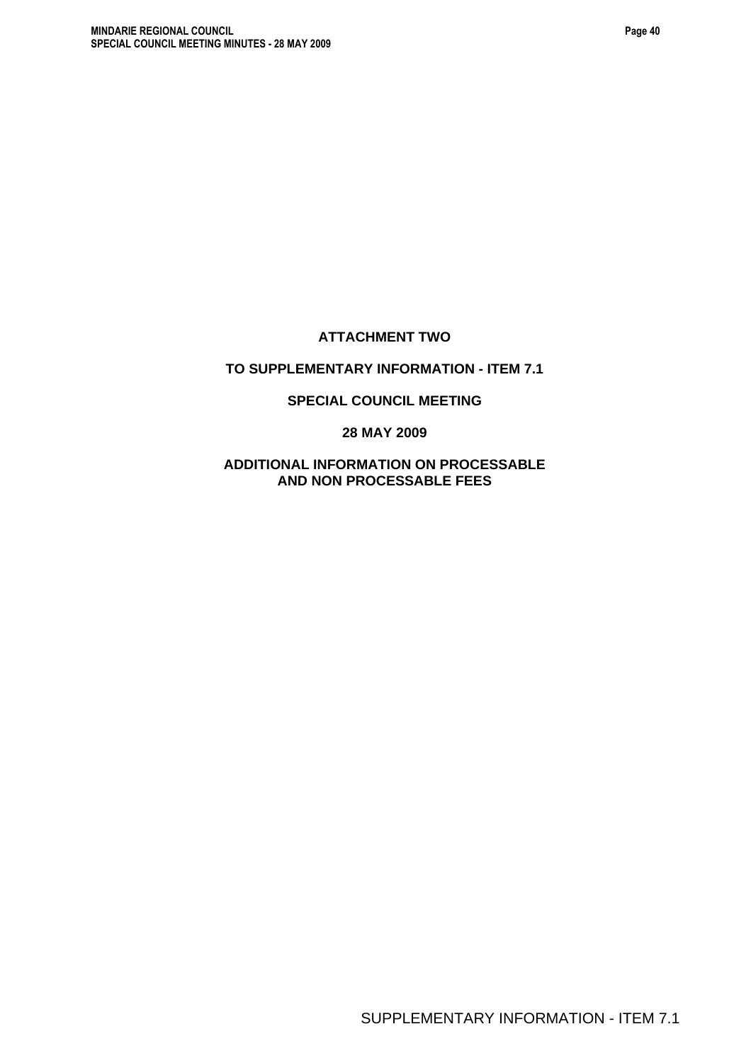**ATTACHMENT TWO**

**TO SUPPLEMENTARY INFORMATION - ITEM 7.1**

**SPECIAL COUNCIL MEETING**

**28 MAY 2009**

**ADDITIONAL INFORMATION ON PROCESSABLE AND NON PROCESSABLE FEES**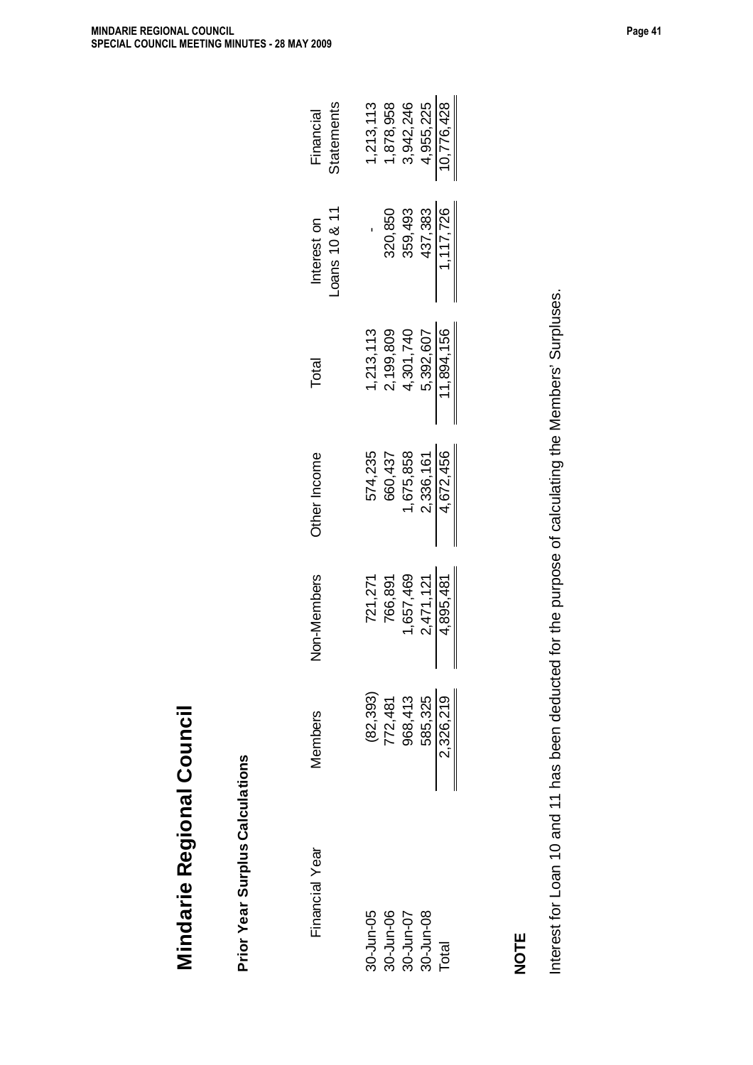# Mindarie Regional Council

## Prior Year Surplus Calculations

| Financial Year | Members | Non-Members | Other Income | Total | Interest on Loans 10 & 11 | Financial Statements |
|---|---|---|---|---|---|---|
| 30-Jun-05 | (82,393) | 721,271 | 574,235 | 1,213,113 | - | 1,213,113 |
| 30-Jun-06 | 772,481 | 766,891 | 660,437 | 2,199,809 | 320,850 | 1,878,958 |
| 30-Jun-07 | 968,413 | 1,657,469 | 1,675,858 | 4,301,740 | 359,493 | 3,942,246 |
| 30-Jun-08 | 585,325 | 2,471,121 | 2,336,161 | 5,392,607 | 437,383 | 4,955,225 |
| Total | 2,326,219 | 4,895,481 | 4,672,456 | 11,894,156 | 1,117,726 | 10,776,428 |

**NOTE**

Interest for Loan 10 and 11 has been deducted for the purpose of calculating the Members' Surpluses.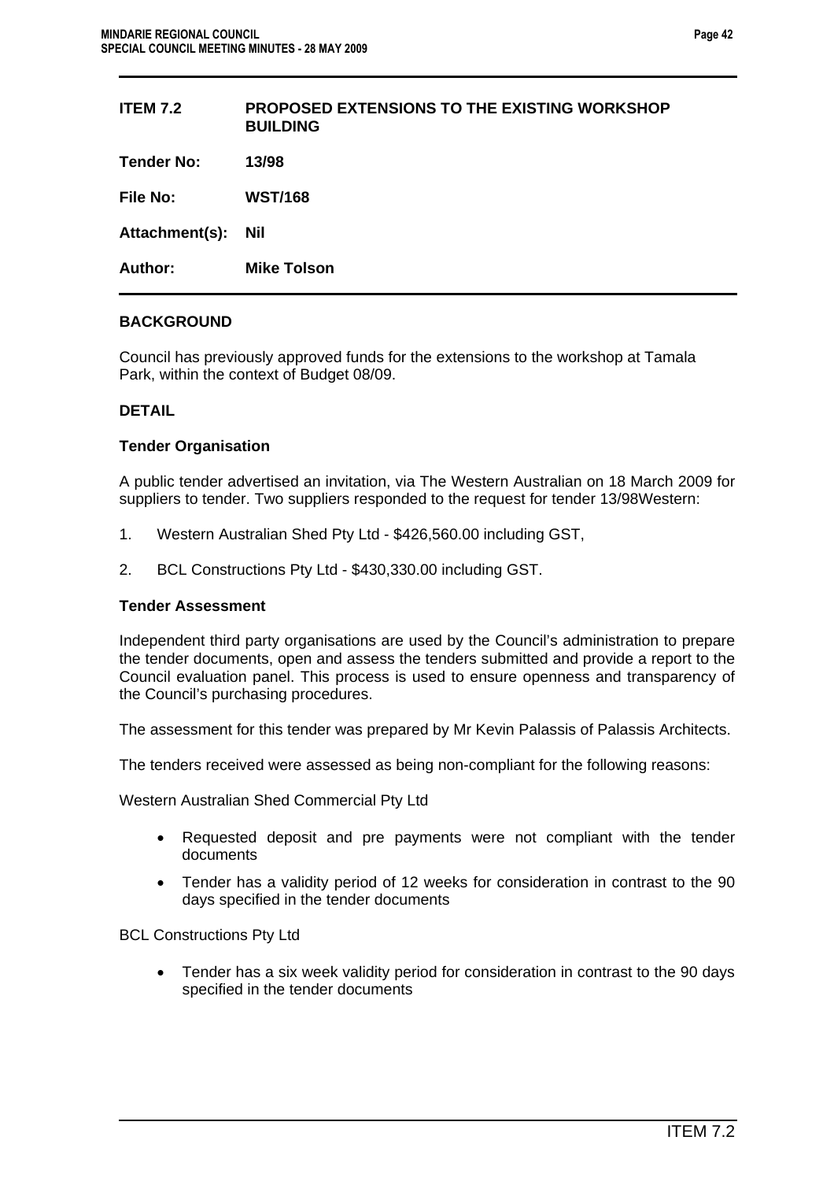| ITEM 7.2 | PROPOSED EXTENSIONS TO THE EXISTING WORKSHOP BUILDING |
|---|---|
| **Tender No:** | **13/98** |
| **File No:** | **WST/168** |
| **Attachment(s):** | **Nil** |
| **Author:** | **Mike Tolson** |

## BACKGROUND

Council has previously approved funds for the extensions to the workshop at Tamala Park, within the context of Budget 08/09.

## DETAIL

### Tender Organisation

A public tender advertised an invitation, via The Western Australian on 18 March 2009 for suppliers to tender. Two suppliers responded to the request for tender 13/98Western:

1. Western Australian Shed Pty Ltd - $426,560.00 including GST,
2. BCL Constructions Pty Ltd - $430,330.00 including GST.

### Tender Assessment

Independent third party organisations are used by the Council's administration to prepare the tender documents, open and assess the tenders submitted and provide a report to the Council evaluation panel. This process is used to ensure openness and transparency of the Council's purchasing procedures.

The assessment for this tender was prepared by Mr Kevin Palassis of Palassis Architects.

The tenders received were assessed as being non-compliant for the following reasons:

Western Australian Shed Commercial Pty Ltd

- Requested deposit and pre payments were not compliant with the tender documents
- Tender has a validity period of 12 weeks for consideration in contrast to the 90 days specified in the tender documents

BCL Constructions Pty Ltd

- Tender has a six week validity period for consideration in contrast to the 90 days specified in the tender documents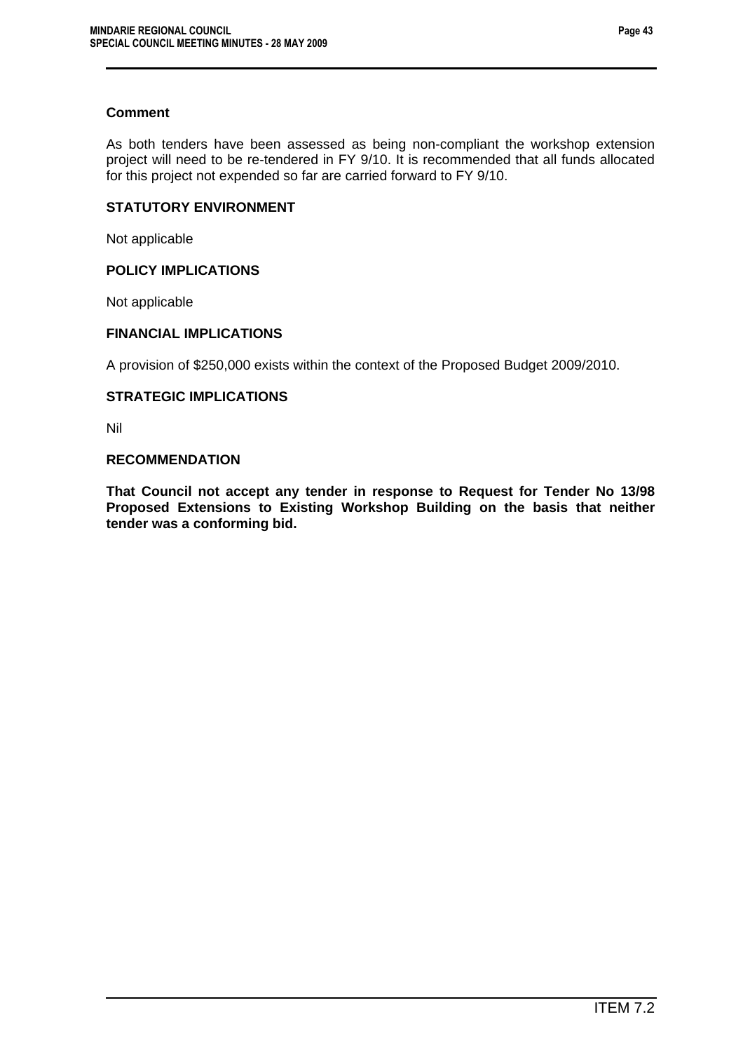**Comment**

As both tenders have been assessed as being non-compliant the workshop extension project will need to be re-tendered in FY 9/10. It is recommended that all funds allocated for this project not expended so far are carried forward to FY 9/10.

**STATUTORY ENVIRONMENT**

Not applicable

**POLICY IMPLICATIONS**

Not applicable

**FINANCIAL IMPLICATIONS**

A provision of $250,000 exists within the context of the Proposed Budget 2009/2010.

**STRATEGIC IMPLICATIONS**

Nil

**RECOMMENDATION**

**That Council not accept any tender in response to Request for Tender No 13/98 Proposed Extensions to Existing Workshop Building on the basis that neither tender was a conforming bid.**

ITEM 7.2